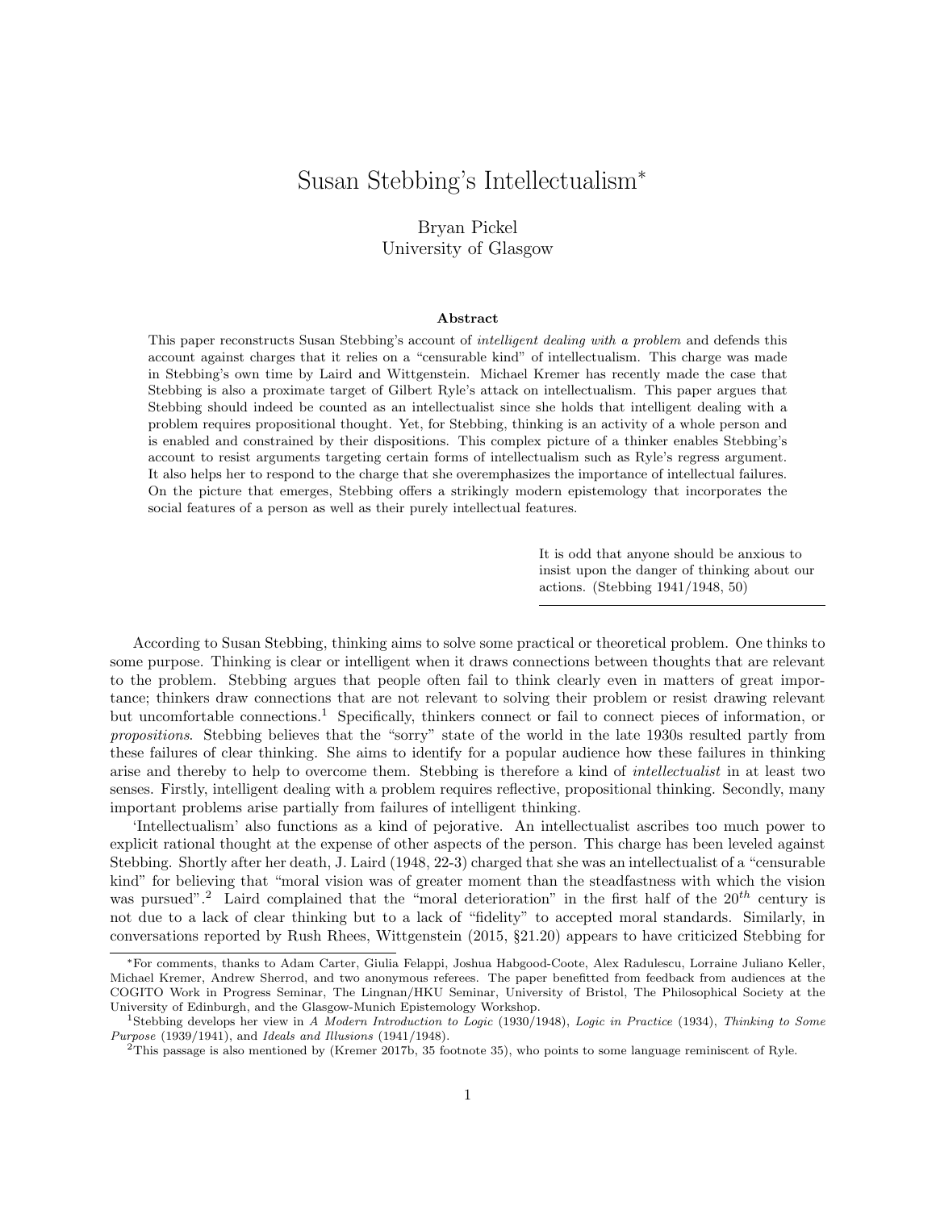# Susan Stebbing's Intellectualism*

Bryan Pickel
University of Glasgow

### Abstract

This paper reconstructs Susan Stebbing's account of *intelligent dealing with a problem* and defends this account against charges that it relies on a "censurable kind" of intellectualism. This charge was made in Stebbing's own time by Laird and Wittgenstein. Michael Kremer has recently made the case that Stebbing is also a proximate target of Gilbert Ryle's attack on intellectualism. This paper argues that Stebbing should indeed be counted as an intellectualist since she holds that intelligent dealing with a problem requires propositional thought. Yet, for Stebbing, thinking is an activity of a whole person and is enabled and constrained by their dispositions. This complex picture of a thinker enables Stebbing's account to resist arguments targeting certain forms of intellectualism such as Ryle's regress argument. It also helps her to respond to the charge that she overemphasizes the importance of intellectual failures. On the picture that emerges, Stebbing offers a strikingly modern epistemology that incorporates the social features of a person as well as their purely intellectual features.

> It is odd that anyone should be anxious to insist upon the danger of thinking about our actions. (Stebbing 1941/1948, 50)

According to Susan Stebbing, thinking aims to solve some practical or theoretical problem. One thinks to some purpose. Thinking is clear or intelligent when it draws connections between thoughts that are relevant to the problem. Stebbing argues that people often fail to think clearly even in matters of great importance; thinkers draw connections that are not relevant to solving their problem or resist drawing relevant but uncomfortable connections.[1] Specifically, thinkers connect or fail to connect pieces of information, or *propositions*. Stebbing believes that the "sorry" state of the world in the late 1930s resulted partly from these failures of clear thinking. She aims to identify for a popular audience how these failures in thinking arise and thereby to help to overcome them. Stebbing is therefore a kind of *intellectualist* in at least two senses. Firstly, intelligent dealing with a problem requires reflective, propositional thinking. Secondly, many important problems arise partially from failures of intelligent thinking.

'Intellectualism' also functions as a kind of pejorative. An intellectualist ascribes too much power to explicit rational thought at the expense of other aspects of the person. This charge has been leveled against Stebbing. Shortly after her death, J. Laird (1948, 22-3) charged that she was an intellectualist of a "censurable kind" for believing that "moral vision was of greater moment than the steadfastness with which the vision was pursued".[2] Laird complained that the "moral deterioration" in the first half of the $20^{th}$ century is not due to a lack of clear thinking but to a lack of "fidelity" to accepted moral standards. Similarly, in conversations reported by Rush Rhees, Wittgenstein (2015, §21.20) appears to have criticized Stebbing for

---

*For comments, thanks to Adam Carter, Giulia Felappi, Joshua Habgood-Coote, Alex Radulescu, Lorraine Juliano Keller, Michael Kremer, Andrew Sherrod, and two anonymous referees. The paper benefitted from feedback from audiences at the COGITO Work in Progress Seminar, The Lingnan/HKU Seminar, University of Bristol, The Philosophical Society at the University of Edinburgh, and the Glasgow-Munich Epistemology Workshop.

[1] Stebbing develops her view in *A Modern Introduction to Logic* (1930/1948), *Logic in Practice* (1934), *Thinking to Some Purpose* (1939/1941), and *Ideals and Illusions* (1941/1948).

[2] This passage is also mentioned by (Kremer 2017b, 35 footnote 35), who points to some language reminiscent of Ryle.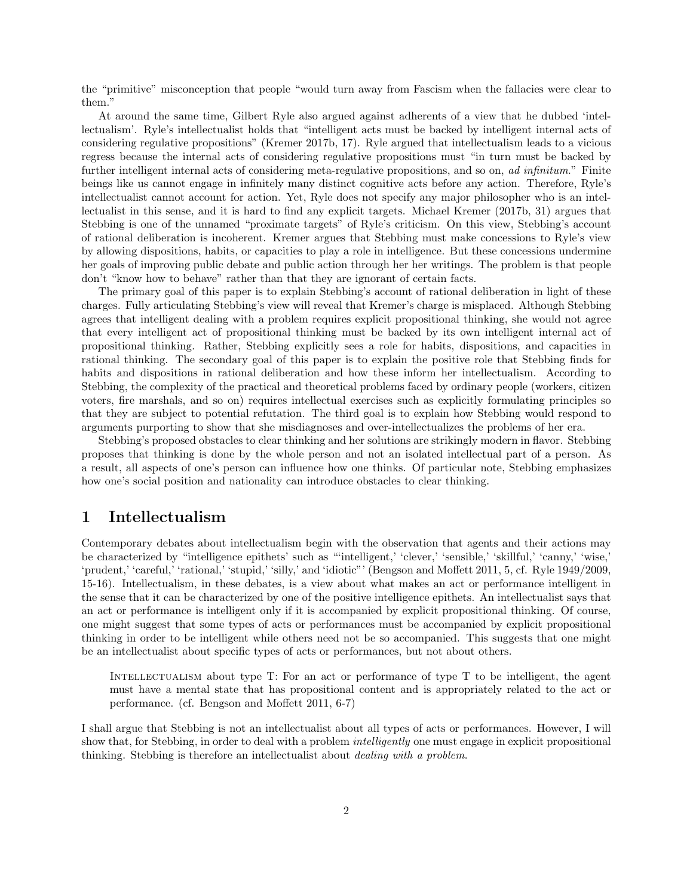the "primitive" misconception that people "would turn away from Fascism when the fallacies were clear to them."

At around the same time, Gilbert Ryle also argued against adherents of a view that he dubbed 'intellectualism'. Ryle's intellectualist holds that "intelligent acts must be backed by intelligent internal acts of considering regulative propositions" (Kremer 2017b, 17). Ryle argued that intellectualism leads to a vicious regress because the internal acts of considering regulative propositions must "in turn must be backed by further intelligent internal acts of considering meta-regulative propositions, and so on, *ad infinitum*." Finite beings like us cannot engage in infinitely many distinct cognitive acts before any action. Therefore, Ryle's intellectualist cannot account for action. Yet, Ryle does not specify any major philosopher who is an intellectualist in this sense, and it is hard to find any explicit targets. Michael Kremer (2017b, 31) argues that Stebbing is one of the unnamed "proximate targets" of Ryle's criticism. On this view, Stebbing's account of rational deliberation is incoherent. Kremer argues that Stebbing must make concessions to Ryle's view by allowing dispositions, habits, or capacities to play a role in intelligence. But these concessions undermine her goals of improving public debate and public action through her her writings. The problem is that people don't "know how to behave" rather than that they are ignorant of certain facts.

The primary goal of this paper is to explain Stebbing's account of rational deliberation in light of these charges. Fully articulating Stebbing's view will reveal that Kremer's charge is misplaced. Although Stebbing agrees that intelligent dealing with a problem requires explicit propositional thinking, she would not agree that every intelligent act of propositional thinking must be backed by its own intelligent internal act of propositional thinking. Rather, Stebbing explicitly sees a role for habits, dispositions, and capacities in rational thinking. The secondary goal of this paper is to explain the positive role that Stebbing finds for habits and dispositions in rational deliberation and how these inform her intellectualism. According to Stebbing, the complexity of the practical and theoretical problems faced by ordinary people (workers, citizen voters, fire marshals, and so on) requires intellectual exercises such as explicitly formulating principles so that they are subject to potential refutation. The third goal is to explain how Stebbing would respond to arguments purporting to show that she misdiagnoses and over-intellectualizes the problems of her era.

Stebbing's proposed obstacles to clear thinking and her solutions are strikingly modern in flavor. Stebbing proposes that thinking is done by the whole person and not an isolated intellectual part of a person. As a result, all aspects of one's person can influence how one thinks. Of particular note, Stebbing emphasizes how one's social position and nationality can introduce obstacles to clear thinking.

# 1 Intellectualism

Contemporary debates about intellectualism begin with the observation that agents and their actions may be characterized by "intelligence epithets' such as "'intelligent,' 'clever,' 'sensible,' 'skillful,' 'canny,' 'wise,' 'prudent,' 'careful,' 'rational,' 'stupid,' 'silly,' and 'idiotic"' (Bengson and Moffett 2011, 5, cf. Ryle 1949/2009, 15-16). Intellectualism, in these debates, is a view about what makes an act or performance intelligent in the sense that it can be characterized by one of the positive intelligence epithets. An intellectualist says that an act or performance is intelligent only if it is accompanied by explicit propositional thinking. Of course, one might suggest that some types of acts or performances must be accompanied by explicit propositional thinking in order to be intelligent while others need not be so accompanied. This suggests that one might be an intellectualist about specific types of acts or performances, but not about others.

> Intellectualism about type T: For an act or performance of type T to be intelligent, the agent must have a mental state that has propositional content and is appropriately related to the act or performance. (cf. Bengson and Moffett 2011, 6-7)

I shall argue that Stebbing is not an intellectualist about all types of acts or performances. However, I will show that, for Stebbing, in order to deal with a problem *intelligently* one must engage in explicit propositional thinking. Stebbing is therefore an intellectualist about *dealing with a problem*.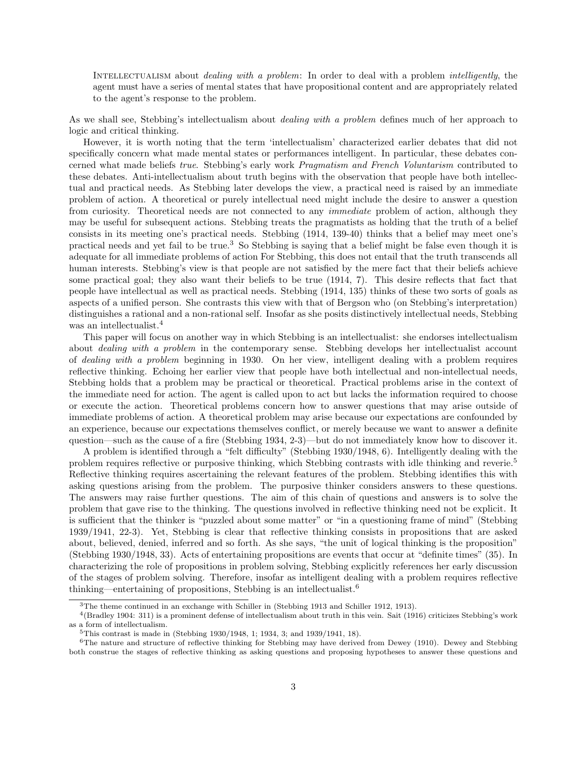Intellectualism about *dealing with a problem*: In order to deal with a problem *intelligently*, the agent must have a series of mental states that have propositional content and are appropriately related to the agent's response to the problem.

As we shall see, Stebbing's intellectualism about *dealing with a problem* defines much of her approach to logic and critical thinking.

However, it is worth noting that the term 'intellectualism' characterized earlier debates that did not specifically concern what made mental states or performances intelligent. In particular, these debates concerned what made beliefs *true*. Stebbing's early work *Pragmatism and French Voluntarism* contributed to these debates. Anti-intellectualism about truth begins with the observation that people have both intellectual and practical needs. As Stebbing later develops the view, a practical need is raised by an immediate problem of action. A theoretical or purely intellectual need might include the desire to answer a question from curiosity. Theoretical needs are not connected to any *immediate* problem of action, although they may be useful for subsequent actions. Stebbing treats the pragmatists as holding that the truth of a belief consists in its meeting one's practical needs. Stebbing (1914, 139-40) thinks that a belief may meet one's practical needs and yet fail to be true.[3] So Stebbing is saying that a belief might be false even though it is adequate for all immediate problems of action For Stebbing, this does not entail that the truth transcends all human interests. Stebbing's view is that people are not satisfied by the mere fact that their beliefs achieve some practical goal; they also want their beliefs to be true (1914, 7). This desire reflects that fact that people have intellectual as well as practical needs. Stebbing (1914, 135) thinks of these two sorts of goals as aspects of a unified person. She contrasts this view with that of Bergson who (on Stebbing's interpretation) distinguishes a rational and a non-rational self. Insofar as she posits distinctively intellectual needs, Stebbing was an intellectualist.[4]

This paper will focus on another way in which Stebbing is an intellectualist: she endorses intellectualism about *dealing with a problem* in the contemporary sense. Stebbing develops her intellectualist account of *dealing with a problem* beginning in 1930. On her view, intelligent dealing with a problem requires reflective thinking. Echoing her earlier view that people have both intellectual and non-intellectual needs, Stebbing holds that a problem may be practical or theoretical. Practical problems arise in the context of the immediate need for action. The agent is called upon to act but lacks the information required to choose or execute the action. Theoretical problems concern how to answer questions that may arise outside of immediate problems of action. A theoretical problem may arise because our expectations are confounded by an experience, because our expectations themselves conflict, or merely because we want to answer a definite question—such as the cause of a fire (Stebbing 1934, 2-3)—but do not immediately know how to discover it.

A problem is identified through a "felt difficulty" (Stebbing 1930/1948, 6). Intelligently dealing with the problem requires reflective or purposive thinking, which Stebbing contrasts with idle thinking and reverie.[5] Reflective thinking requires ascertaining the relevant features of the problem. Stebbing identifies this with asking questions arising from the problem. The purposive thinker considers answers to these questions. The answers may raise further questions. The aim of this chain of questions and answers is to solve the problem that gave rise to the thinking. The questions involved in reflective thinking need not be explicit. It is sufficient that the thinker is "puzzled about some matter" or "in a questioning frame of mind" (Stebbing 1939/1941, 22-3). Yet, Stebbing is clear that reflective thinking consists in propositions that are asked about, believed, denied, inferred and so forth. As she says, "the unit of logical thinking is the proposition" (Stebbing 1930/1948, 33). Acts of entertaining propositions are events that occur at "definite times" (35). In characterizing the role of propositions in problem solving, Stebbing explicitly references her early discussion of the stages of problem solving. Therefore, insofar as intelligent dealing with a problem requires reflective thinking—entertaining of propositions, Stebbing is an intellectualist.[6]

---

[3] The theme continued in an exchange with Schiller in (Stebbing 1913 and Schiller 1912, 1913).

[4] (Bradley 1904: 311) is a prominent defense of intellectualism about truth in this vein. Sait (1916) criticizes Stebbing's work as a form of intellectualism.

[5] This contrast is made in (Stebbing 1930/1948, 1; 1934, 3; and 1939/1941, 18).

[6] The nature and structure of reflective thinking for Stebbing may have derived from Dewey (1910). Dewey and Stebbing both construe the stages of reflective thinking as asking questions and proposing hypotheses to answer these questions and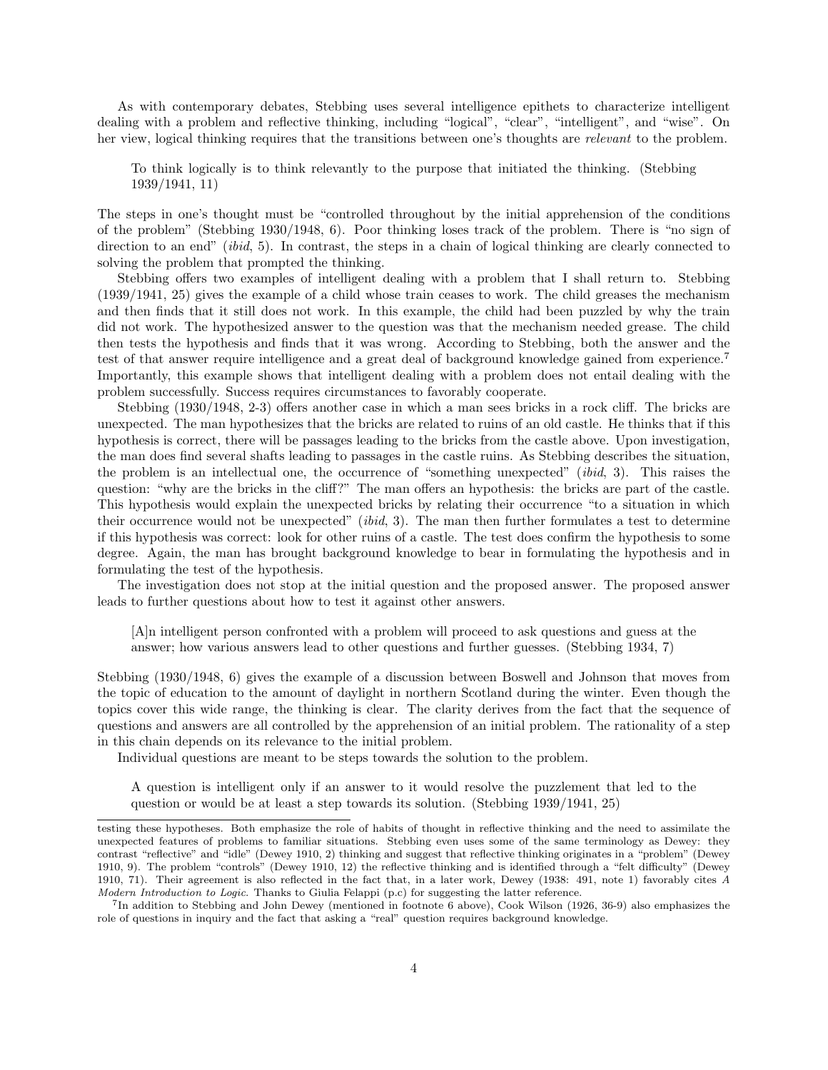As with contemporary debates, Stebbing uses several intelligence epithets to characterize intelligent dealing with a problem and reflective thinking, including "logical", "clear", "intelligent", and "wise". On her view, logical thinking requires that the transitions between one's thoughts are *relevant* to the problem.

> To think logically is to think relevantly to the purpose that initiated the thinking. (Stebbing 1939/1941, 11)

The steps in one's thought must be "controlled throughout by the initial apprehension of the conditions of the problem" (Stebbing 1930/1948, 6). Poor thinking loses track of the problem. There is "no sign of direction to an end" (*ibid*, 5). In contrast, the steps in a chain of logical thinking are clearly connected to solving the problem that prompted the thinking.

Stebbing offers two examples of intelligent dealing with a problem that I shall return to. Stebbing (1939/1941, 25) gives the example of a child whose train ceases to work. The child greases the mechanism and then finds that it still does not work. In this example, the child had been puzzled by why the train did not work. The hypothesized answer to the question was that the mechanism needed grease. The child then tests the hypothesis and finds that it was wrong. According to Stebbing, both the answer and the test of that answer require intelligence and a great deal of background knowledge gained from experience.[7] Importantly, this example shows that intelligent dealing with a problem does not entail dealing with the problem successfully. Success requires circumstances to favorably cooperate.

Stebbing (1930/1948, 2-3) offers another case in which a man sees bricks in a rock cliff. The bricks are unexpected. The man hypothesizes that the bricks are related to ruins of an old castle. He thinks that if this hypothesis is correct, there will be passages leading to the bricks from the castle above. Upon investigation, the man does find several shafts leading to passages in the castle ruins. As Stebbing describes the situation, the problem is an intellectual one, the occurrence of "something unexpected" (*ibid*, 3). This raises the question: "why are the bricks in the cliff?" The man offers an hypothesis: the bricks are part of the castle. This hypothesis would explain the unexpected bricks by relating their occurrence "to a situation in which their occurrence would not be unexpected" (*ibid*, 3). The man then further formulates a test to determine if this hypothesis was correct: look for other ruins of a castle. The test does confirm the hypothesis to some degree. Again, the man has brought background knowledge to bear in formulating the hypothesis and in formulating the test of the hypothesis.

The investigation does not stop at the initial question and the proposed answer. The proposed answer leads to further questions about how to test it against other answers.

> [A]n intelligent person confronted with a problem will proceed to ask questions and guess at the answer; how various answers lead to other questions and further guesses. (Stebbing 1934, 7)

Stebbing (1930/1948, 6) gives the example of a discussion between Boswell and Johnson that moves from the topic of education to the amount of daylight in northern Scotland during the winter. Even though the topics cover this wide range, the thinking is clear. The clarity derives from the fact that the sequence of questions and answers are all controlled by the apprehension of an initial problem. The rationality of a step in this chain depends on its relevance to the initial problem.

Individual questions are meant to be steps towards the solution to the problem.

> A question is intelligent only if an answer to it would resolve the puzzlement that led to the question or would be at least a step towards its solution. (Stebbing 1939/1941, 25)

---

testing these hypotheses. Both emphasize the role of habits of thought in reflective thinking and the need to assimilate the unexpected features of problems to familiar situations. Stebbing even uses some of the same terminology as Dewey: they contrast "reflective" and "idle" (Dewey 1910, 2) thinking and suggest that reflective thinking originates in a "problem" (Dewey 1910, 9). The problem "controls" (Dewey 1910, 12) the reflective thinking and is identified through a "felt difficulty" (Dewey 1910, 71). Their agreement is also reflected in the fact that, in a later work, Dewey (1938: 491, note 1) favorably cites *A Modern Introduction to Logic*. Thanks to Giulia Felappi (p.c) for suggesting the latter reference.

[7] In addition to Stebbing and John Dewey (mentioned in footnote 6 above), Cook Wilson (1926, 36-9) also emphasizes the role of questions in inquiry and the fact that asking a "real" question requires background knowledge.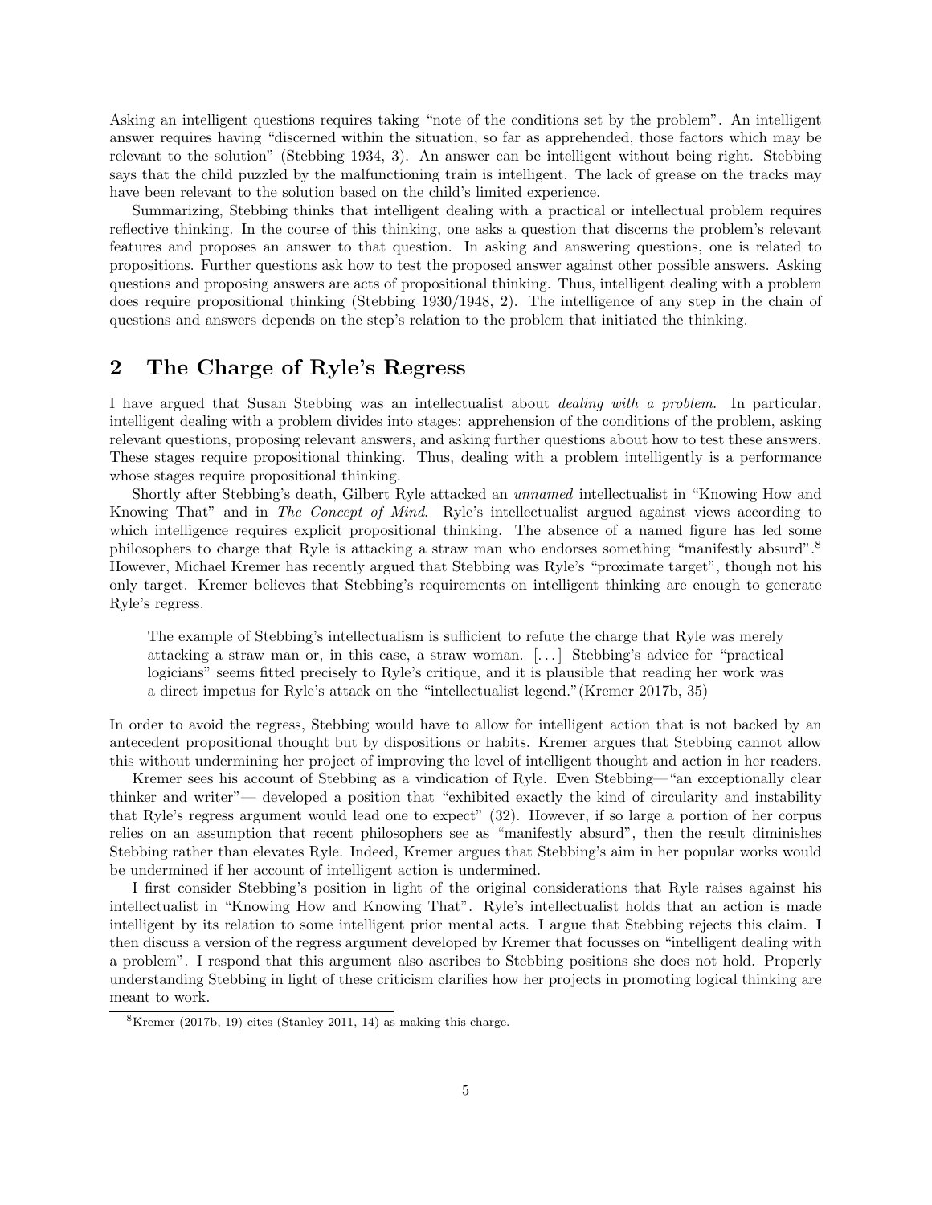Asking an intelligent questions requires taking "note of the conditions set by the problem". An intelligent answer requires having "discerned within the situation, so far as apprehended, those factors which may be relevant to the solution" (Stebbing 1934, 3). An answer can be intelligent without being right. Stebbing says that the child puzzled by the malfunctioning train is intelligent. The lack of grease on the tracks may have been relevant to the solution based on the child's limited experience.

Summarizing, Stebbing thinks that intelligent dealing with a practical or intellectual problem requires reflective thinking. In the course of this thinking, one asks a question that discerns the problem's relevant features and proposes an answer to that question. In asking and answering questions, one is related to propositions. Further questions ask how to test the proposed answer against other possible answers. Asking questions and proposing answers are acts of propositional thinking. Thus, intelligent dealing with a problem does require propositional thinking (Stebbing 1930/1948, 2). The intelligence of any step in the chain of questions and answers depends on the step's relation to the problem that initiated the thinking.

## 2 The Charge of Ryle's Regress

I have argued that Susan Stebbing was an intellectualist about *dealing with a problem*. In particular, intelligent dealing with a problem divides into stages: apprehension of the conditions of the problem, asking relevant questions, proposing relevant answers, and asking further questions about how to test these answers. These stages require propositional thinking. Thus, dealing with a problem intelligently is a performance whose stages require propositional thinking.

Shortly after Stebbing's death, Gilbert Ryle attacked an *unnamed* intellectualist in "Knowing How and Knowing That" and in *The Concept of Mind*. Ryle's intellectualist argued against views according to which intelligence requires explicit propositional thinking. The absence of a named figure has led some philosophers to charge that Ryle is attacking a straw man who endorses something "manifestly absurd".[8] However, Michael Kremer has recently argued that Stebbing was Ryle's "proximate target", though not his only target. Kremer believes that Stebbing's requirements on intelligent thinking are enough to generate Ryle's regress.

> The example of Stebbing's intellectualism is sufficient to refute the charge that Ryle was merely attacking a straw man or, in this case, a straw woman. [...] Stebbing's advice for "practical logicians" seems fitted precisely to Ryle's critique, and it is plausible that reading her work was a direct impetus for Ryle's attack on the "intellectualist legend."(Kremer 2017b, 35)

In order to avoid the regress, Stebbing would have to allow for intelligent action that is not backed by an antecedent propositional thought but by dispositions or habits. Kremer argues that Stebbing cannot allow this without undermining her project of improving the level of intelligent thought and action in her readers.

Kremer sees his account of Stebbing as a vindication of Ryle. Even Stebbing—"an exceptionally clear thinker and writer"— developed a position that "exhibited exactly the kind of circularity and instability that Ryle's regress argument would lead one to expect" (32). However, if so large a portion of her corpus relies on an assumption that recent philosophers see as "manifestly absurd", then the result diminishes Stebbing rather than elevates Ryle. Indeed, Kremer argues that Stebbing's aim in her popular works would be undermined if her account of intelligent action is undermined.

I first consider Stebbing's position in light of the original considerations that Ryle raises against his intellectualist in "Knowing How and Knowing That". Ryle's intellectualist holds that an action is made intelligent by its relation to some intelligent prior mental acts. I argue that Stebbing rejects this claim. I then discuss a version of the regress argument developed by Kremer that focusses on "intelligent dealing with a problem". I respond that this argument also ascribes to Stebbing positions she does not hold. Properly understanding Stebbing in light of these criticism clarifies how her projects in promoting logical thinking are meant to work.

[8] Kremer (2017b, 19) cites (Stanley 2011, 14) as making this charge.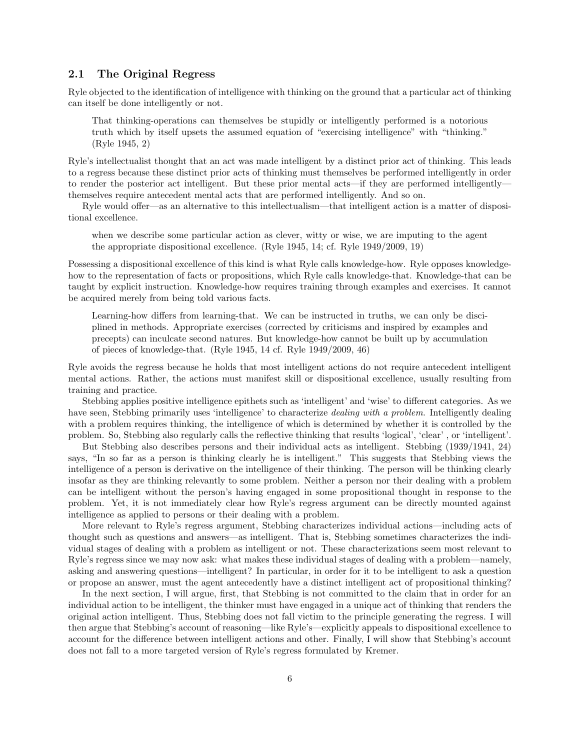### 2.1 The Original Regress

Ryle objected to the identification of intelligence with thinking on the ground that a particular act of thinking can itself be done intelligently or not.

> That thinking-operations can themselves be stupidly or intelligently performed is a notorious truth which by itself upsets the assumed equation of "exercising intelligence" with "thinking." (Ryle 1945, 2)

Ryle's intellectualist thought that an act was made intelligent by a distinct prior act of thinking. This leads to a regress because these distinct prior acts of thinking must themselves be performed intelligently in order to render the posterior act intelligent. But these prior mental acts—if they are performed intelligently—themselves require antecedent mental acts that are performed intelligently. And so on.

Ryle would offer—as an alternative to this intellectualism—that intelligent action is a matter of dispositional excellence.

> when we describe some particular action as clever, witty or wise, we are imputing to the agent the appropriate dispositional excellence. (Ryle 1945, 14; cf. Ryle 1949/2009, 19)

Possessing a dispositional excellence of this kind is what Ryle calls knowledge-how. Ryle opposes knowledge-how to the representation of facts or propositions, which Ryle calls knowledge-that. Knowledge-that can be taught by explicit instruction. Knowledge-how requires training through examples and exercises. It cannot be acquired merely from being told various facts.

> Learning-how differs from learning-that. We can be instructed in truths, we can only be disciplined in methods. Appropriate exercises (corrected by criticisms and inspired by examples and precepts) can inculcate second natures. But knowledge-how cannot be built up by accumulation of pieces of knowledge-that. (Ryle 1945, 14 cf. Ryle 1949/2009, 46)

Ryle avoids the regress because he holds that most intelligent actions do not require antecedent intelligent mental actions. Rather, the actions must manifest skill or dispositional excellence, usually resulting from training and practice.

Stebbing applies positive intelligence epithets such as 'intelligent' and 'wise' to different categories. As we have seen, Stebbing primarily uses 'intelligence' to characterize *dealing with a problem*. Intelligently dealing with a problem requires thinking, the intelligence of which is determined by whether it is controlled by the problem. So, Stebbing also regularly calls the reflective thinking that results 'logical', 'clear' , or 'intelligent'.

But Stebbing also describes persons and their individual acts as intelligent. Stebbing (1939/1941, 24) says, "In so far as a person is thinking clearly he is intelligent." This suggests that Stebbing views the intelligence of a person is derivative on the intelligence of their thinking. The person will be thinking clearly insofar as they are thinking relevantly to some problem. Neither a person nor their dealing with a problem can be intelligent without the person's having engaged in some propositional thought in response to the problem. Yet, it is not immediately clear how Ryle's regress argument can be directly mounted against intelligence as applied to persons or their dealing with a problem.

More relevant to Ryle's regress argument, Stebbing characterizes individual actions—including acts of thought such as questions and answers—as intelligent. That is, Stebbing sometimes characterizes the individual stages of dealing with a problem as intelligent or not. These characterizations seem most relevant to Ryle's regress since we may now ask: what makes these individual stages of dealing with a problem—namely, asking and answering questions—intelligent? In particular, in order for it to be intelligent to ask a question or propose an answer, must the agent antecedently have a distinct intelligent act of propositional thinking?

In the next section, I will argue, first, that Stebbing is not committed to the claim that in order for an individual action to be intelligent, the thinker must have engaged in a unique act of thinking that renders the original action intelligent. Thus, Stebbing does not fall victim to the principle generating the regress. I will then argue that Stebbing's account of reasoning—like Ryle's—explicitly appeals to dispositional excellence to account for the difference between intelligent actions and other. Finally, I will show that Stebbing's account does not fall to a more targeted version of Ryle's regress formulated by Kremer.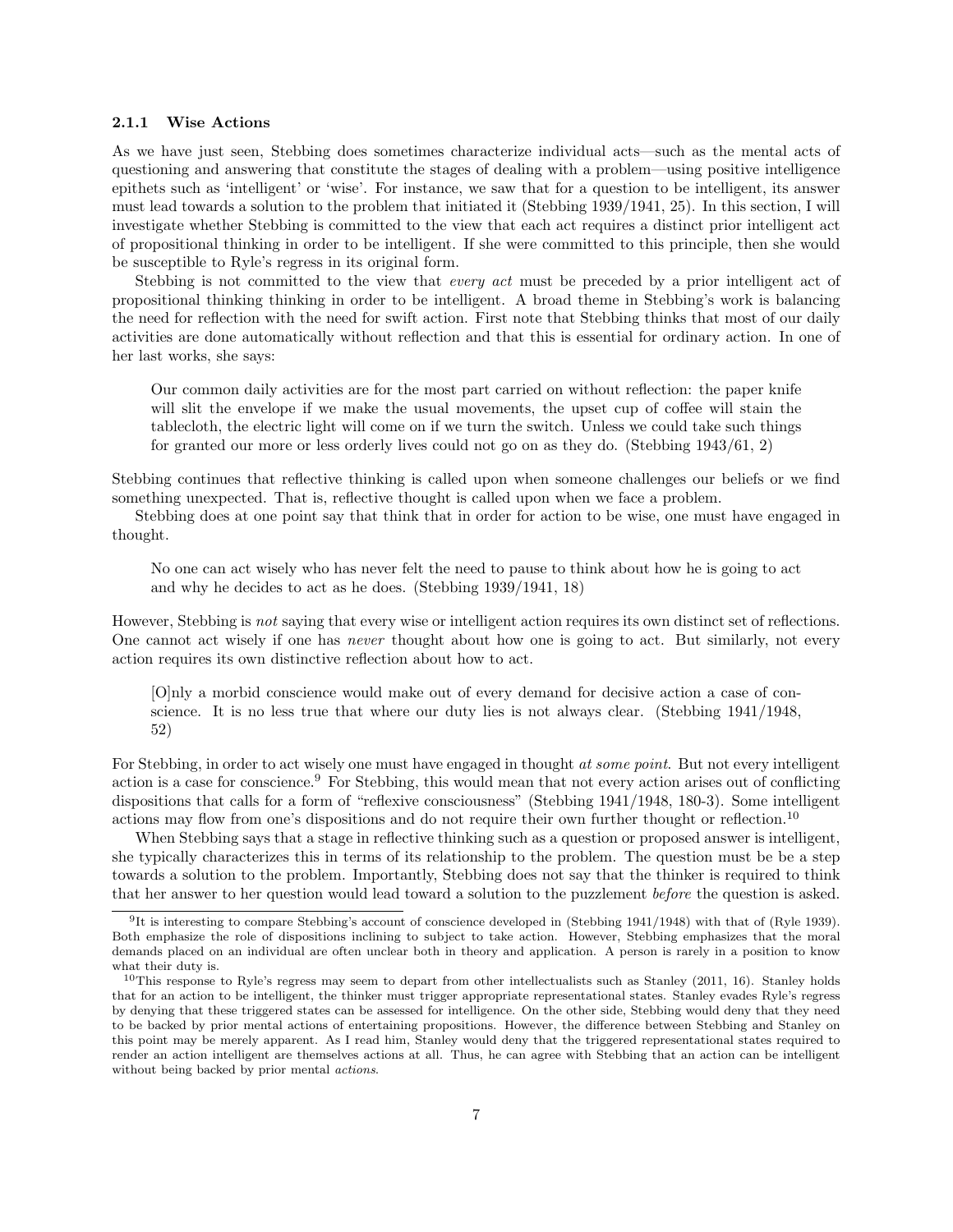### 2.1.1 Wise Actions

As we have just seen, Stebbing does sometimes characterize individual acts—such as the mental acts of questioning and answering that constitute the stages of dealing with a problem—using positive intelligence epithets such as 'intelligent' or 'wise'. For instance, we saw that for a question to be intelligent, its answer must lead towards a solution to the problem that initiated it (Stebbing 1939/1941, 25). In this section, I will investigate whether Stebbing is committed to the view that each act requires a distinct prior intelligent act of propositional thinking in order to be intelligent. If she were committed to this principle, then she would be susceptible to Ryle's regress in its original form.

Stebbing is not committed to the view that *every act* must be preceded by a prior intelligent act of propositional thinking thinking in order to be intelligent. A broad theme in Stebbing's work is balancing the need for reflection with the need for swift action. First note that Stebbing thinks that most of our daily activities are done automatically without reflection and that this is essential for ordinary action. In one of her last works, she says:

> Our common daily activities are for the most part carried on without reflection: the paper knife will slit the envelope if we make the usual movements, the upset cup of coffee will stain the tablecloth, the electric light will come on if we turn the switch. Unless we could take such things for granted our more or less orderly lives could not go on as they do. (Stebbing 1943/61, 2)

Stebbing continues that reflective thinking is called upon when someone challenges our beliefs or we find something unexpected. That is, reflective thought is called upon when we face a problem.

Stebbing does at one point say that think that in order for action to be wise, one must have engaged in thought.

> No one can act wisely who has never felt the need to pause to think about how he is going to act and why he decides to act as he does. (Stebbing 1939/1941, 18)

However, Stebbing is *not* saying that every wise or intelligent action requires its own distinct set of reflections. One cannot act wisely if one has *never* thought about how one is going to act. But similarly, not every action requires its own distinctive reflection about how to act.

> [O]nly a morbid conscience would make out of every demand for decisive action a case of conscience. It is no less true that where our duty lies is not always clear. (Stebbing 1941/1948, 52)

For Stebbing, in order to act wisely one must have engaged in thought *at some point*. But not every intelligent action is a case for conscience.[9] For Stebbing, this would mean that not every action arises out of conflicting dispositions that calls for a form of "reflexive consciousness" (Stebbing 1941/1948, 180-3). Some intelligent actions may flow from one's dispositions and do not require their own further thought or reflection.[10]

When Stebbing says that a stage in reflective thinking such as a question or proposed answer is intelligent, she typically characterizes this in terms of its relationship to the problem. The question must be be a step towards a solution to the problem. Importantly, Stebbing does not say that the thinker is required to think that her answer to her question would lead toward a solution to the puzzlement *before* the question is asked.

[9] It is interesting to compare Stebbing's account of conscience developed in (Stebbing 1941/1948) with that of (Ryle 1939). Both emphasize the role of dispositions inclining to subject to take action. However, Stebbing emphasizes that the moral demands placed on an individual are often unclear both in theory and application. A person is rarely in a position to know what their duty is.

[10] This response to Ryle's regress may seem to depart from other intellectualists such as Stanley (2011, 16). Stanley holds that for an action to be intelligent, the thinker must trigger appropriate representational states. Stanley evades Ryle's regress by denying that these triggered states can be assessed for intelligence. On the other side, Stebbing would deny that they need to be backed by prior mental actions of entertaining propositions. However, the difference between Stebbing and Stanley on this point may be merely apparent. As I read him, Stanley would deny that the triggered representational states required to render an action intelligent are themselves actions at all. Thus, he can agree with Stebbing that an action can be intelligent without being backed by prior mental *actions*.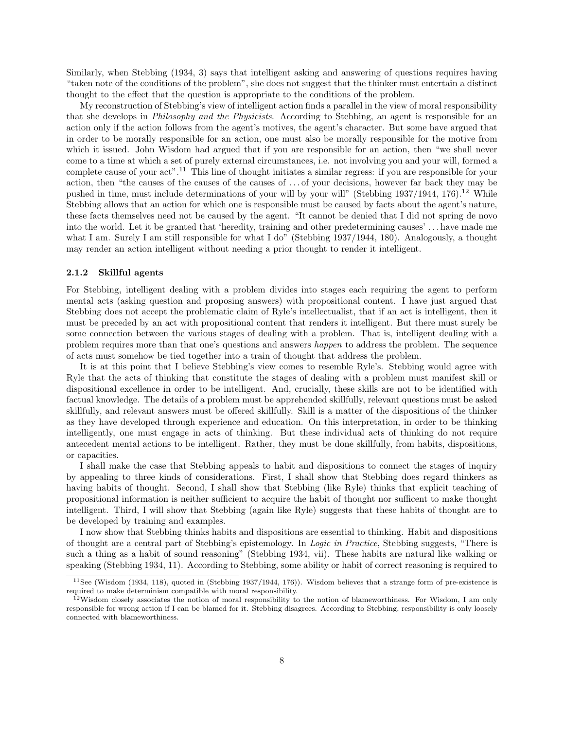Similarly, when Stebbing (1934, 3) says that intelligent asking and answering of questions requires having "taken note of the conditions of the problem", she does not suggest that the thinker must entertain a distinct thought to the effect that the question is appropriate to the conditions of the problem.

My reconstruction of Stebbing's view of intelligent action finds a parallel in the view of moral responsibility that she develops in *Philosophy and the Physicists*. According to Stebbing, an agent is responsible for an action only if the action follows from the agent's motives, the agent's character. But some have argued that in order to be morally responsible for an action, one must also be morally responsible for the motive from which it issued. John Wisdom had argued that if you are responsible for an action, then "we shall never come to a time at which a set of purely external circumstances, i.e. not involving you and your will, formed a complete cause of your act".[11] This line of thought initiates a similar regress: if you are responsible for your action, then "the causes of the causes of the causes of . . . of your decisions, however far back they may be pushed in time, must include determinations of your will by your will" (Stebbing 1937/1944, 176).[12] While Stebbing allows that an action for which one is responsible must be caused by facts about the agent's nature, these facts themselves need not be caused by the agent. "It cannot be denied that I did not spring de novo into the world. Let it be granted that 'heredity, training and other predetermining causes' . . . have made me what I am. Surely I am still responsible for what I do" (Stebbing 1937/1944, 180). Analogously, a thought may render an action intelligent without needing a prior thought to render it intelligent.

### 2.1.2 Skillful agents

For Stebbing, intelligent dealing with a problem divides into stages each requiring the agent to perform mental acts (asking question and proposing answers) with propositional content. I have just argued that Stebbing does not accept the problematic claim of Ryle's intellectualist, that if an act is intelligent, then it must be preceded by an act with propositional content that renders it intelligent. But there must surely be some connection between the various stages of dealing with a problem. That is, intelligent dealing with a problem requires more than that one's questions and answers *happen* to address the problem. The sequence of acts must somehow be tied together into a train of thought that address the problem.

It is at this point that I believe Stebbing's view comes to resemble Ryle's. Stebbing would agree with Ryle that the acts of thinking that constitute the stages of dealing with a problem must manifest skill or dispositional excellence in order to be intelligent. And, crucially, these skills are not to be identified with factual knowledge. The details of a problem must be apprehended skillfully, relevant questions must be asked skillfully, and relevant answers must be offered skillfully. Skill is a matter of the dispositions of the thinker as they have developed through experience and education. On this interpretation, in order to be thinking intelligently, one must engage in acts of thinking. But these individual acts of thinking do not require antecedent mental actions to be intelligent. Rather, they must be done skillfully, from habits, dispositions, or capacities.

I shall make the case that Stebbing appeals to habit and dispositions to connect the stages of inquiry by appealing to three kinds of considerations. First, I shall show that Stebbing does regard thinkers as having habits of thought. Second, I shall show that Stebbing (like Ryle) thinks that explicit teaching of propositional information is neither sufficient to acquire the habit of thought nor sufficent to make thought intelligent. Third, I will show that Stebbing (again like Ryle) suggests that these habits of thought are to be developed by training and examples.

I now show that Stebbing thinks habits and dispositions are essential to thinking. Habit and dispositions of thought are a central part of Stebbing's epistemology. In *Logic in Practice*, Stebbing suggests, "There is such a thing as a habit of sound reasoning" (Stebbing 1934, vii). These habits are natural like walking or speaking (Stebbing 1934, 11). According to Stebbing, some ability or habit of correct reasoning is required to

[11] See (Wisdom (1934, 118), quoted in (Stebbing 1937/1944, 176)). Wisdom believes that a strange form of pre-existence is required to make determinism compatible with moral responsibility.

[12] Wisdom closely associates the notion of moral responsibility to the notion of blameworthiness. For Wisdom, I am only responsible for wrong action if I can be blamed for it. Stebbing disagrees. According to Stebbing, responsibility is only loosely connected with blameworthiness.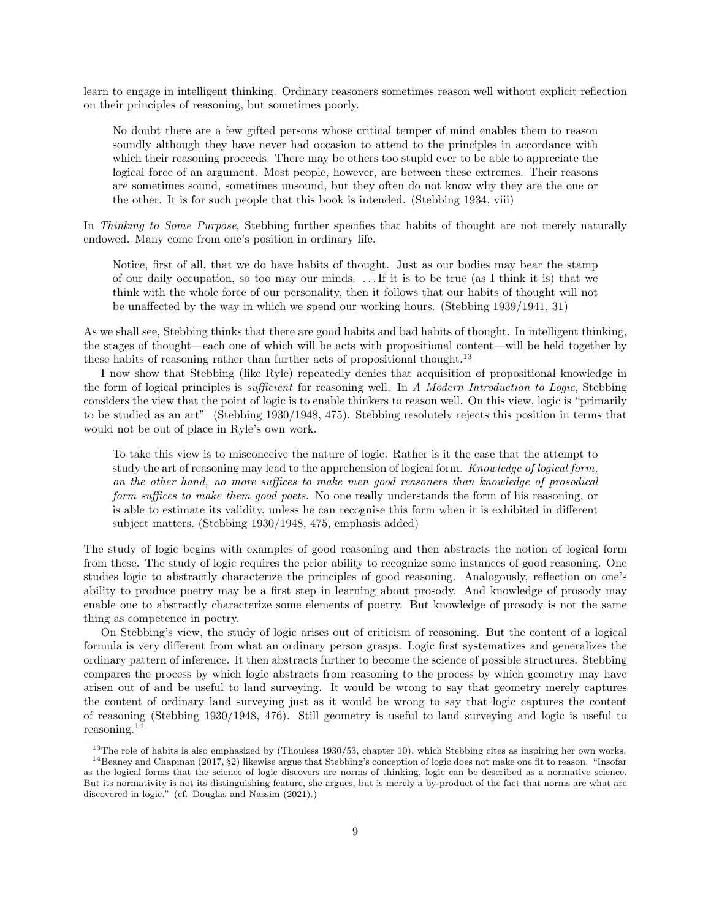learn to engage in intelligent thinking. Ordinary reasoners sometimes reason well without explicit reflection on their principles of reasoning, but sometimes poorly.

> No doubt there are a few gifted persons whose critical temper of mind enables them to reason soundly although they have never had occasion to attend to the principles in accordance with which their reasoning proceeds. There may be others too stupid ever to be able to appreciate the logical force of an argument. Most people, however, are between these extremes. Their reasons are sometimes sound, sometimes unsound, but they often do not know why they are the one or the other. It is for such people that this book is intended. (Stebbing 1934, viii)

In *Thinking to Some Purpose*, Stebbing further specifies that habits of thought are not merely naturally endowed. Many come from one's position in ordinary life.

> Notice, first of all, that we do have habits of thought. Just as our bodies may bear the stamp of our daily occupation, so too may our minds. . . . If it is to be true (as I think it is) that we think with the whole force of our personality, then it follows that our habits of thought will not be unaffected by the way in which we spend our working hours. (Stebbing 1939/1941, 31)

As we shall see, Stebbing thinks that there are good habits and bad habits of thought. In intelligent thinking, the stages of thought—each one of which will be acts with propositional content—will be held together by these habits of reasoning rather than further acts of propositional thought.[13]

I now show that Stebbing (like Ryle) repeatedly denies that acquisition of propositional knowledge in the form of logical principles is *sufficient* for reasoning well. In *A Modern Introduction to Logic*, Stebbing considers the view that the point of logic is to enable thinkers to reason well. On this view, logic is "primarily to be studied as an art" (Stebbing 1930/1948, 475). Stebbing resolutely rejects this position in terms that would not be out of place in Ryle's own work.

> To take this view is to misconceive the nature of logic. Rather is it the case that the attempt to study the art of reasoning may lead to the apprehension of logical form. *Knowledge of logical form, on the other hand, no more suffices to make men good reasoners than knowledge of prosodical form suffices to make them good poets.* No one really understands the form of his reasoning, or is able to estimate its validity, unless he can recognise this form when it is exhibited in different subject matters. (Stebbing 1930/1948, 475, emphasis added)

The study of logic begins with examples of good reasoning and then abstracts the notion of logical form from these. The study of logic requires the prior ability to recognize some instances of good reasoning. One studies logic to abstractly characterize the principles of good reasoning. Analogously, reflection on one's ability to produce poetry may be a first step in learning about prosody. And knowledge of prosody may enable one to abstractly characterize some elements of poetry. But knowledge of prosody is not the same thing as competence in poetry.

On Stebbing's view, the study of logic arises out of criticism of reasoning. But the content of a logical formula is very different from what an ordinary person grasps. Logic first systematizes and generalizes the ordinary pattern of inference. It then abstracts further to become the science of possible structures. Stebbing compares the process by which logic abstracts from reasoning to the process by which geometry may have arisen out of and be useful to land surveying. It would be wrong to say that geometry merely captures the content of ordinary land surveying just as it would be wrong to say that logic captures the content of reasoning (Stebbing 1930/1948, 476). Still geometry is useful to land surveying and logic is useful to reasoning.[14]

---

[13] The role of habits is also emphasized by (Thouless 1930/53, chapter 10), which Stebbing cites as inspiring her own works.

[14] Beaney and Chapman (2017, §2) likewise argue that Stebbing's conception of logic does not make one fit to reason. "Insofar as the logical forms that the science of logic discovers are norms of thinking, logic can be described as a normative science. But its normativity is not its distinguishing feature, she argues, but is merely a by-product of the fact that norms are what are discovered in logic." (cf. Douglas and Nassim (2021).)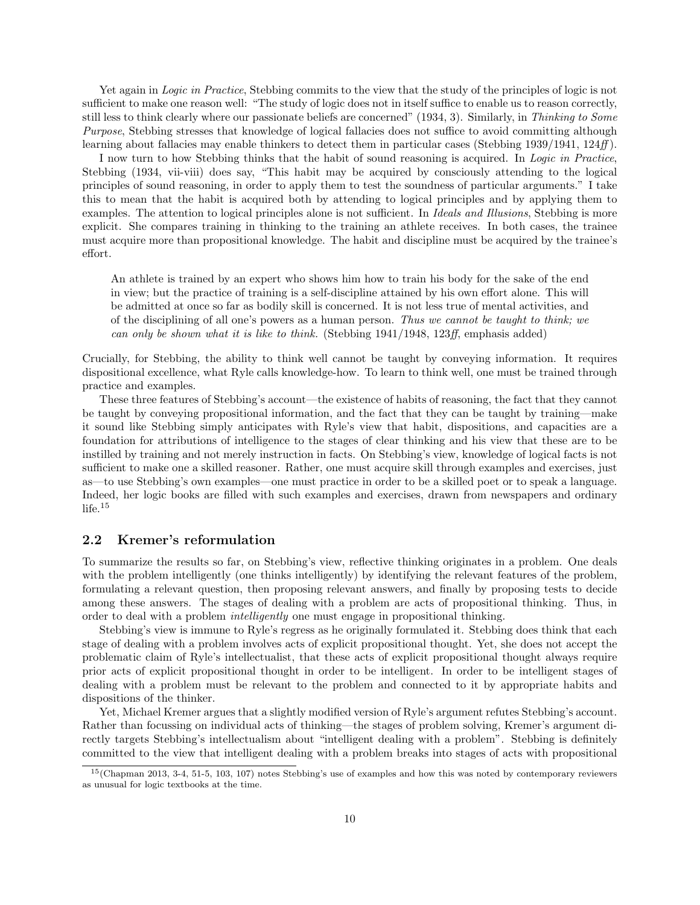Yet again in *Logic in Practice*, Stebbing commits to the view that the study of the principles of logic is not sufficient to make one reason well: "The study of logic does not in itself suffice to enable us to reason correctly, still less to think clearly where our passionate beliefs are concerned" (1934, 3). Similarly, in *Thinking to Some Purpose*, Stebbing stresses that knowledge of logical fallacies does not suffice to avoid committing although learning about fallacies may enable thinkers to detect them in particular cases (Stebbing 1939/1941, 124*ff*).

I now turn to how Stebbing thinks that the habit of sound reasoning is acquired. In *Logic in Practice*, Stebbing (1934, vii-viii) does say, "This habit may be acquired by consciously attending to the logical principles of sound reasoning, in order to apply them to test the soundness of particular arguments." I take this to mean that the habit is acquired both by attending to logical principles and by applying them to examples. The attention to logical principles alone is not sufficient. In *Ideals and Illusions*, Stebbing is more explicit. She compares training in thinking to the training an athlete receives. In both cases, the trainee must acquire more than propositional knowledge. The habit and discipline must be acquired by the trainee's effort.

> An athlete is trained by an expert who shows him how to train his body for the sake of the end in view; but the practice of training is a self-discipline attained by his own effort alone. This will be admitted at once so far as bodily skill is concerned. It is not less true of mental activities, and of the disciplining of all one's powers as a human person. *Thus we cannot be taught to think; we can only be shown what it is like to think.* (Stebbing 1941/1948, 123*ff*, emphasis added)

Crucially, for Stebbing, the ability to think well cannot be taught by conveying information. It requires dispositional excellence, what Ryle calls knowledge-how. To learn to think well, one must be trained through practice and examples.

These three features of Stebbing's account—the existence of habits of reasoning, the fact that they cannot be taught by conveying propositional information, and the fact that they can be taught by training—make it sound like Stebbing simply anticipates with Ryle's view that habit, dispositions, and capacities are a foundation for attributions of intelligence to the stages of clear thinking and his view that these are to be instilled by training and not merely instruction in facts. On Stebbing's view, knowledge of logical facts is not sufficient to make one a skilled reasoner. Rather, one must acquire skill through examples and exercises, just as—to use Stebbing's own examples—one must practice in order to be a skilled poet or to speak a language. Indeed, her logic books are filled with such examples and exercises, drawn from newspapers and ordinary life.[15]

## 2.2 Kremer's reformulation

To summarize the results so far, on Stebbing's view, reflective thinking originates in a problem. One deals with the problem intelligently (one thinks intelligently) by identifying the relevant features of the problem, formulating a relevant question, then proposing relevant answers, and finally by proposing tests to decide among these answers. The stages of dealing with a problem are acts of propositional thinking. Thus, in order to deal with a problem *intelligently* one must engage in propositional thinking.

Stebbing's view is immune to Ryle's regress as he originally formulated it. Stebbing does think that each stage of dealing with a problem involves acts of explicit propositional thought. Yet, she does not accept the problematic claim of Ryle's intellectualist, that these acts of explicit propositional thought always require prior acts of explicit propositional thought in order to be intelligent. In order to be intelligent stages of dealing with a problem must be relevant to the problem and connected to it by appropriate habits and dispositions of the thinker.

Yet, Michael Kremer argues that a slightly modified version of Ryle's argument refutes Stebbing's account. Rather than focussing on individual acts of thinking—the stages of problem solving, Kremer's argument directly targets Stebbing's intellectualism about "intelligent dealing with a problem". Stebbing is definitely committed to the view that intelligent dealing with a problem breaks into stages of acts with propositional

[15] (Chapman 2013, 3-4, 51-5, 103, 107) notes Stebbing's use of examples and how this was noted by contemporary reviewers as unusual for logic textbooks at the time.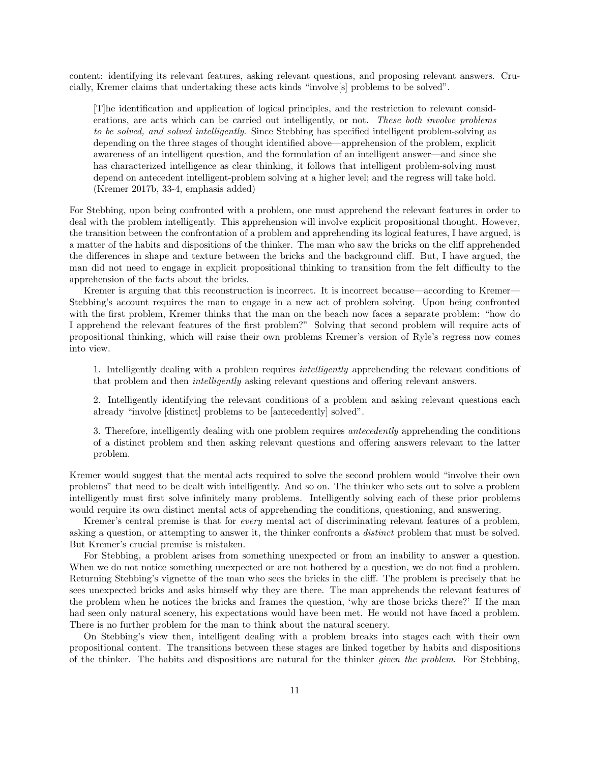content: identifying its relevant features, asking relevant questions, and proposing relevant answers. Crucially, Kremer claims that undertaking these acts kinds "involve[s] problems to be solved".

> [T]he identification and application of logical principles, and the restriction to relevant considerations, are acts which can be carried out intelligently, or not. *These both involve problems to be solved, and solved intelligently.* Since Stebbing has specified intelligent problem-solving as depending on the three stages of thought identified above—apprehension of the problem, explicit awareness of an intelligent question, and the formulation of an intelligent answer—and since she has characterized intelligence as clear thinking, it follows that intelligent problem-solving must depend on antecedent intelligent-problem solving at a higher level; and the regress will take hold. (Kremer 2017b, 33-4, emphasis added)

For Stebbing, upon being confronted with a problem, one must apprehend the relevant features in order to deal with the problem intelligently. This apprehension will involve explicit propositional thought. However, the transition between the confrontation of a problem and apprehending its logical features, I have argued, is a matter of the habits and dispositions of the thinker. The man who saw the bricks on the cliff apprehended the differences in shape and texture between the bricks and the background cliff. But, I have argued, the man did not need to engage in explicit propositional thinking to transition from the felt difficulty to the apprehension of the facts about the bricks.

Kremer is arguing that this reconstruction is incorrect. It is incorrect because—according to Kremer—Stebbing's account requires the man to engage in a new act of problem solving. Upon being confronted with the first problem, Kremer thinks that the man on the beach now faces a separate problem: "how do I apprehend the relevant features of the first problem?" Solving that second problem will require acts of propositional thinking, which will raise their own problems Kremer's version of Ryle's regress now comes into view.

> 1. Intelligently dealing with a problem requires *intelligently* apprehending the relevant conditions of that problem and then *intelligently* asking relevant questions and offering relevant answers.
>
> 2. Intelligently identifying the relevant conditions of a problem and asking relevant questions each already "involve [distinct] problems to be [antecedently] solved".
>
> 3. Therefore, intelligently dealing with one problem requires *antecedently* apprehending the conditions of a distinct problem and then asking relevant questions and offering answers relevant to the latter problem.

Kremer would suggest that the mental acts required to solve the second problem would "involve their own problems" that need to be dealt with intelligently. And so on. The thinker who sets out to solve a problem intelligently must first solve infinitely many problems. Intelligently solving each of these prior problems would require its own distinct mental acts of apprehending the conditions, questioning, and answering.

Kremer's central premise is that for *every* mental act of discriminating relevant features of a problem, asking a question, or attempting to answer it, the thinker confronts a *distinct* problem that must be solved. But Kremer's crucial premise is mistaken.

For Stebbing, a problem arises from something unexpected or from an inability to answer a question. When we do not notice something unexpected or are not bothered by a question, we do not find a problem. Returning Stebbing's vignette of the man who sees the bricks in the cliff. The problem is precisely that he sees unexpected bricks and asks himself why they are there. The man apprehends the relevant features of the problem when he notices the bricks and frames the question, 'why are those bricks there?' If the man had seen only natural scenery, his expectations would have been met. He would not have faced a problem. There is no further problem for the man to think about the natural scenery.

On Stebbing's view then, intelligent dealing with a problem breaks into stages each with their own propositional content. The transitions between these stages are linked together by habits and dispositions of the thinker. The habits and dispositions are natural for the thinker *given the problem*. For Stebbing,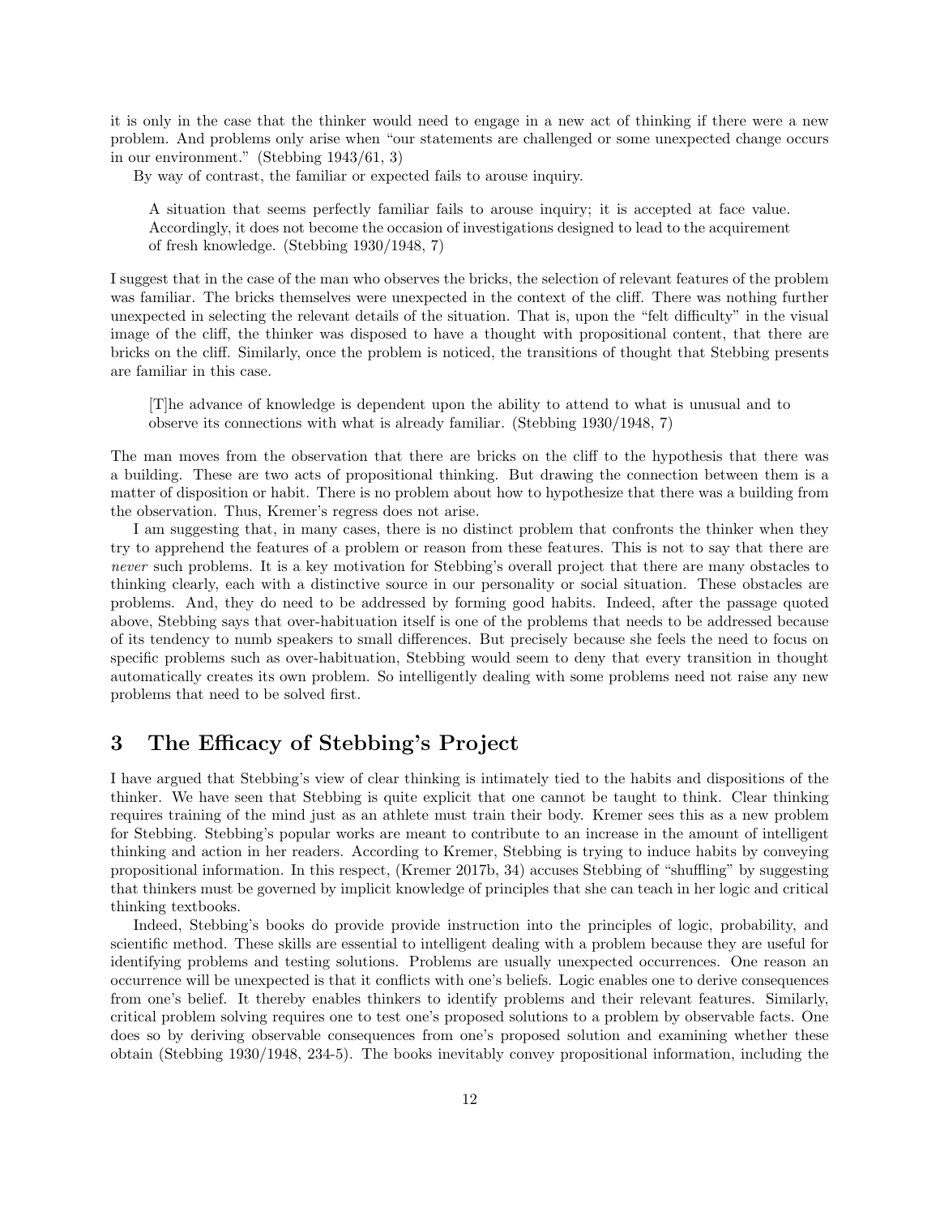it is only in the case that the thinker would need to engage in a new act of thinking if there were a new problem. And problems only arise when "our statements are challenged or some unexpected change occurs in our environment." (Stebbing 1943/61, 3)

By way of contrast, the familiar or expected fails to arouse inquiry.

> A situation that seems perfectly familiar fails to arouse inquiry; it is accepted at face value. Accordingly, it does not become the occasion of investigations designed to lead to the acquirement of fresh knowledge. (Stebbing 1930/1948, 7)

I suggest that in the case of the man who observes the bricks, the selection of relevant features of the problem was familiar. The bricks themselves were unexpected in the context of the cliff. There was nothing further unexpected in selecting the relevant details of the situation. That is, upon the "felt difficulty" in the visual image of the cliff, the thinker was disposed to have a thought with propositional content, that there are bricks on the cliff. Similarly, once the problem is noticed, the transitions of thought that Stebbing presents are familiar in this case.

> [T]he advance of knowledge is dependent upon the ability to attend to what is unusual and to observe its connections with what is already familiar. (Stebbing 1930/1948, 7)

The man moves from the observation that there are bricks on the cliff to the hypothesis that there was a building. These are two acts of propositional thinking. But drawing the connection between them is a matter of disposition or habit. There is no problem about how to hypothesize that there was a building from the observation. Thus, Kremer's regress does not arise.

I am suggesting that, in many cases, there is no distinct problem that confronts the thinker when they try to apprehend the features of a problem or reason from these features. This is not to say that there are *never* such problems. It is a key motivation for Stebbing's overall project that there are many obstacles to thinking clearly, each with a distinctive source in our personality or social situation. These obstacles are problems. And, they do need to be addressed by forming good habits. Indeed, after the passage quoted above, Stebbing says that over-habituation itself is one of the problems that needs to be addressed because of its tendency to numb speakers to small differences. But precisely because she feels the need to focus on specific problems such as over-habituation, Stebbing would seem to deny that every transition in thought automatically creates its own problem. So intelligently dealing with some problems need not raise any new problems that need to be solved first.

## 3 The Efficacy of Stebbing's Project

I have argued that Stebbing's view of clear thinking is intimately tied to the habits and dispositions of the thinker. We have seen that Stebbing is quite explicit that one cannot be taught to think. Clear thinking requires training of the mind just as an athlete must train their body. Kremer sees this as a new problem for Stebbing. Stebbing's popular works are meant to contribute to an increase in the amount of intelligent thinking and action in her readers. According to Kremer, Stebbing is trying to induce habits by conveying propositional information. In this respect, (Kremer 2017b, 34) accuses Stebbing of "shuffling" by suggesting that thinkers must be governed by implicit knowledge of principles that she can teach in her logic and critical thinking textbooks.

Indeed, Stebbing's books do provide provide instruction into the principles of logic, probability, and scientific method. These skills are essential to intelligent dealing with a problem because they are useful for identifying problems and testing solutions. Problems are usually unexpected occurrences. One reason an occurrence will be unexpected is that it conflicts with one's beliefs. Logic enables one to derive consequences from one's belief. It thereby enables thinkers to identify problems and their relevant features. Similarly, critical problem solving requires one to test one's proposed solutions to a problem by observable facts. One does so by deriving observable consequences from one's proposed solution and examining whether these obtain (Stebbing 1930/1948, 234-5). The books inevitably convey propositional information, including the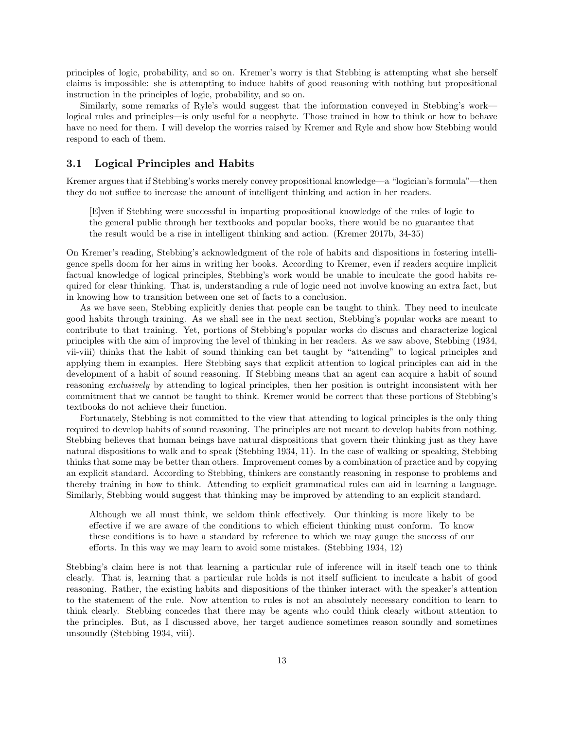principles of logic, probability, and so on. Kremer's worry is that Stebbing is attempting what she herself claims is impossible: she is attempting to induce habits of good reasoning with nothing but propositional instruction in the principles of logic, probability, and so on.

Similarly, some remarks of Ryle's would suggest that the information conveyed in Stebbing's work—logical rules and principles—is only useful for a neophyte. Those trained in how to think or how to behave have no need for them. I will develop the worries raised by Kremer and Ryle and show how Stebbing would respond to each of them.

### 3.1 Logical Principles and Habits

Kremer argues that if Stebbing's works merely convey propositional knowledge—a "logician's formula"—then they do not suffice to increase the amount of intelligent thinking and action in her readers.

> [E]ven if Stebbing were successful in imparting propositional knowledge of the rules of logic to the general public through her textbooks and popular books, there would be no guarantee that the result would be a rise in intelligent thinking and action. (Kremer 2017b, 34-35)

On Kremer's reading, Stebbing's acknowledgment of the role of habits and dispositions in fostering intelligence spells doom for her aims in writing her books. According to Kremer, even if readers acquire implicit factual knowledge of logical principles, Stebbing's work would be unable to inculcate the good habits required for clear thinking. That is, understanding a rule of logic need not involve knowing an extra fact, but in knowing how to transition between one set of facts to a conclusion.

As we have seen, Stebbing explicitly denies that people can be taught to think. They need to inculcate good habits through training. As we shall see in the next section, Stebbing's popular works are meant to contribute to that training. Yet, portions of Stebbing's popular works do discuss and characterize logical principles with the aim of improving the level of thinking in her readers. As we saw above, Stebbing (1934, vii-viii) thinks that the habit of sound thinking can bet taught by "attending" to logical principles and applying them in examples. Here Stebbing says that explicit attention to logical principles can aid in the development of a habit of sound reasoning. If Stebbing means that an agent can acquire a habit of sound reasoning *exclusively* by attending to logical principles, then her position is outright inconsistent with her commitment that we cannot be taught to think. Kremer would be correct that these portions of Stebbing's textbooks do not achieve their function.

Fortunately, Stebbing is not committed to the view that attending to logical principles is the only thing required to develop habits of sound reasoning. The principles are not meant to develop habits from nothing. Stebbing believes that human beings have natural dispositions that govern their thinking just as they have natural dispositions to walk and to speak (Stebbing 1934, 11). In the case of walking or speaking, Stebbing thinks that some may be better than others. Improvement comes by a combination of practice and by copying an explicit standard. According to Stebbing, thinkers are constantly reasoning in response to problems and thereby training in how to think. Attending to explicit grammatical rules can aid in learning a language. Similarly, Stebbing would suggest that thinking may be improved by attending to an explicit standard.

> Although we all must think, we seldom think effectively. Our thinking is more likely to be effective if we are aware of the conditions to which efficient thinking must conform. To know these conditions is to have a standard by reference to which we may gauge the success of our efforts. In this way we may learn to avoid some mistakes. (Stebbing 1934, 12)

Stebbing's claim here is not that learning a particular rule of inference will in itself teach one to think clearly. That is, learning that a particular rule holds is not itself sufficient to inculcate a habit of good reasoning. Rather, the existing habits and dispositions of the thinker interact with the speaker's attention to the statement of the rule. Now attention to rules is not an absolutely necessary condition to learn to think clearly. Stebbing concedes that there may be agents who could think clearly without attention to the principles. But, as I discussed above, her target audience sometimes reason soundly and sometimes unsoundly (Stebbing 1934, viii).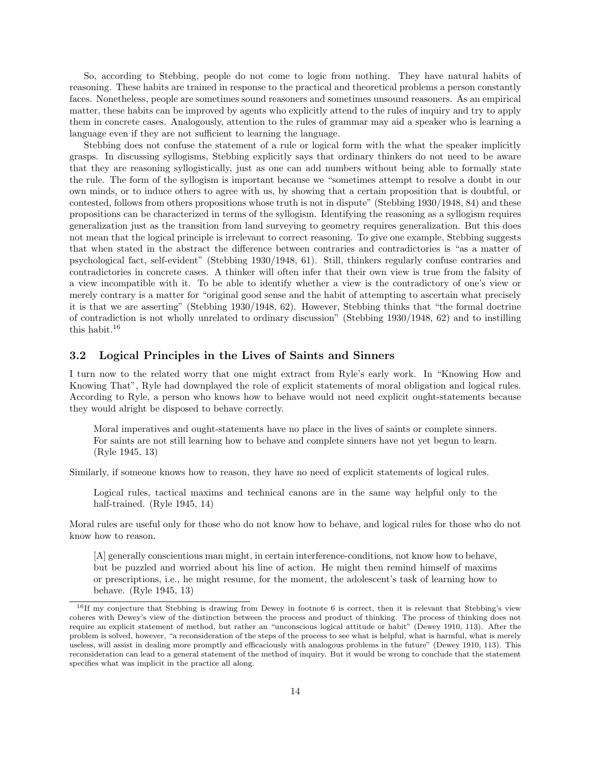So, according to Stebbing, people do not come to logic from nothing. They have natural habits of reasoning. These habits are trained in response to the practical and theoretical problems a person constantly faces. Nonetheless, people are sometimes sound reasoners and sometimes unsound reasoners. As an empirical matter, these habits can be improved by agents who explicitly attend to the rules of inquiry and try to apply them in concrete cases. Analogously, attention to the rules of grammar may aid a speaker who is learning a language even if they are not sufficient to learning the language.

Stebbing does not confuse the statement of a rule or logical form with the what the speaker implicitly grasps. In discussing syllogisms, Stebbing explicitly says that ordinary thinkers do not need to be aware that they are reasoning syllogistically, just as one can add numbers without being able to formally state the rule. The form of the syllogism is important because we "sometimes attempt to resolve a doubt in our own minds, or to induce others to agree with us, by showing that a certain proposition that is doubtful, or contested, follows from others propositions whose truth is not in dispute" (Stebbing 1930/1948, 84) and these propositions can be characterized in terms of the syllogism. Identifying the reasoning as a syllogism requires generalization just as the transition from land surveying to geometry requires generalization. But this does not mean that the logical principle is irrelevant to correct reasoning. To give one example, Stebbing suggests that when stated in the abstract the difference between contraries and contradictories is "as a matter of psychological fact, self-evident" (Stebbing 1930/1948, 61). Still, thinkers regularly confuse contraries and contradictories in concrete cases. A thinker will often infer that their own view is true from the falsity of a view incompatible with it. To be able to identify whether a view is the contradictory of one's view or merely contrary is a matter for "original good sense and the habit of attempting to ascertain what precisely it is that we are asserting" (Stebbing 1930/1948, 62). However, Stebbing thinks that "the formal doctrine of contradiction is not wholly unrelated to ordinary discussion" (Stebbing 1930/1948, 62) and to instilling this habit.[16]

### 3.2 Logical Principles in the Lives of Saints and Sinners

I turn now to the related worry that one might extract from Ryle's early work. In "Knowing How and Knowing That", Ryle had downplayed the role of explicit statements of moral obligation and logical rules. According to Ryle, a person who knows how to behave would not need explicit ought-statements because they would alright be disposed to behave correctly.

> Moral imperatives and ought-statements have no place in the lives of saints or complete sinners. For saints are not still learning how to behave and complete sinners have not yet begun to learn. (Ryle 1945, 13)

Similarly, if someone knows how to reason, they have no need of explicit statements of logical rules.

> Logical rules, tactical maxims and technical canons are in the same way helpful only to the half-trained. (Ryle 1945, 14)

Moral rules are useful only for those who do not know how to behave, and logical rules for those who do not know how to reason.

> [A] generally conscientious man might, in certain interference-conditions, not know how to behave, but be puzzled and worried about his line of action. He might then remind himself of maxims or prescriptions, i.e., he might resume, for the moment, the adolescent's task of learning how to behave. (Ryle 1945, 13)

[16] If my conjecture that Stebbing is drawing from Dewey in footnote 6 is correct, then it is relevant that Stebbing's view coheres with Dewey's view of the distinction between the process and product of thinking. The process of thinking does not require an explicit statement of method, but rather an "unconscious logical attitude or habit" (Dewey 1910, 113). After the problem is solved, however, "a reconsideration of the steps of the process to see what is helpful, what is harmful, what is merely useless, will assist in dealing more promptly and efficaciously with analogous problems in the future" (Dewey 1910, 113). This reconsideration can lead to a general statement of the method of inquiry. But it would be wrong to conclude that the statement specifies what was implicit in the practice all along.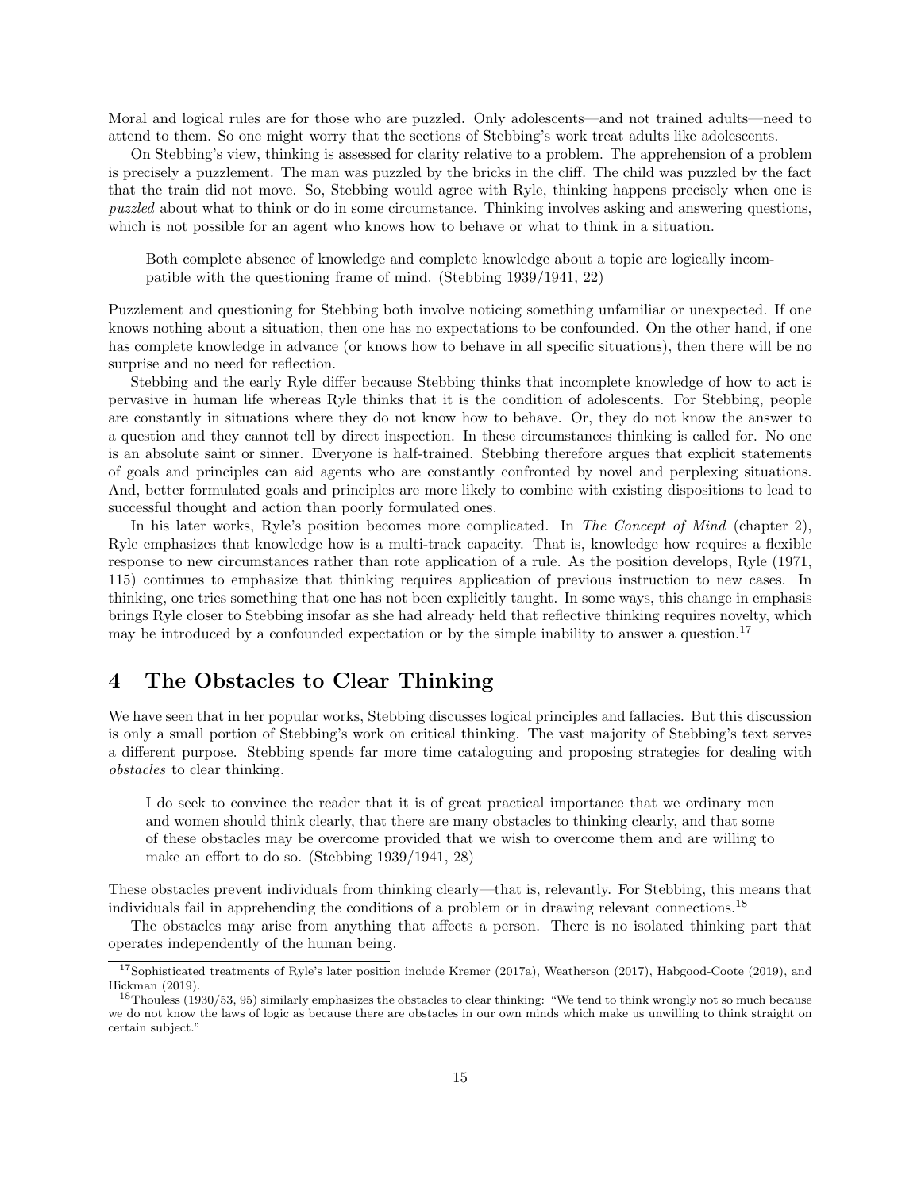Moral and logical rules are for those who are puzzled. Only adolescents—and not trained adults—need to attend to them. So one might worry that the sections of Stebbing's work treat adults like adolescents.

On Stebbing's view, thinking is assessed for clarity relative to a problem. The apprehension of a problem is precisely a puzzlement. The man was puzzled by the bricks in the cliff. The child was puzzled by the fact that the train did not move. So, Stebbing would agree with Ryle, thinking happens precisely when one is *puzzled* about what to think or do in some circumstance. Thinking involves asking and answering questions, which is not possible for an agent who knows how to behave or what to think in a situation.

> Both complete absence of knowledge and complete knowledge about a topic are logically incompatible with the questioning frame of mind. (Stebbing 1939/1941, 22)

Puzzlement and questioning for Stebbing both involve noticing something unfamiliar or unexpected. If one knows nothing about a situation, then one has no expectations to be confounded. On the other hand, if one has complete knowledge in advance (or knows how to behave in all specific situations), then there will be no surprise and no need for reflection.

Stebbing and the early Ryle differ because Stebbing thinks that incomplete knowledge of how to act is pervasive in human life whereas Ryle thinks that it is the condition of adolescents. For Stebbing, people are constantly in situations where they do not know how to behave. Or, they do not know the answer to a question and they cannot tell by direct inspection. In these circumstances thinking is called for. No one is an absolute saint or sinner. Everyone is half-trained. Stebbing therefore argues that explicit statements of goals and principles can aid agents who are constantly confronted by novel and perplexing situations. And, better formulated goals and principles are more likely to combine with existing dispositions to lead to successful thought and action than poorly formulated ones.

In his later works, Ryle's position becomes more complicated. In *The Concept of Mind* (chapter 2), Ryle emphasizes that knowledge how is a multi-track capacity. That is, knowledge how requires a flexible response to new circumstances rather than rote application of a rule. As the position develops, Ryle (1971, 115) continues to emphasize that thinking requires application of previous instruction to new cases. In thinking, one tries something that one has not been explicitly taught. In some ways, this change in emphasis brings Ryle closer to Stebbing insofar as she had already held that reflective thinking requires novelty, which may be introduced by a confounded expectation or by the simple inability to answer a question.[17]

## 4 The Obstacles to Clear Thinking

We have seen that in her popular works, Stebbing discusses logical principles and fallacies. But this discussion is only a small portion of Stebbing's work on critical thinking. The vast majority of Stebbing's text serves a different purpose. Stebbing spends far more time cataloguing and proposing strategies for dealing with *obstacles* to clear thinking.

> I do seek to convince the reader that it is of great practical importance that we ordinary men and women should think clearly, that there are many obstacles to thinking clearly, and that some of these obstacles may be overcome provided that we wish to overcome them and are willing to make an effort to do so. (Stebbing 1939/1941, 28)

These obstacles prevent individuals from thinking clearly—that is, relevantly. For Stebbing, this means that individuals fail in apprehending the conditions of a problem or in drawing relevant connections.[18]

The obstacles may arise from anything that affects a person. There is no isolated thinking part that operates independently of the human being.

---

[17] Sophisticated treatments of Ryle's later position include Kremer (2017a), Weatherson (2017), Habgood-Coote (2019), and Hickman (2019).

[18] Thouless (1930/53, 95) similarly emphasizes the obstacles to clear thinking: "We tend to think wrongly not so much because we do not know the laws of logic as because there are obstacles in our own minds which make us unwilling to think straight on certain subject."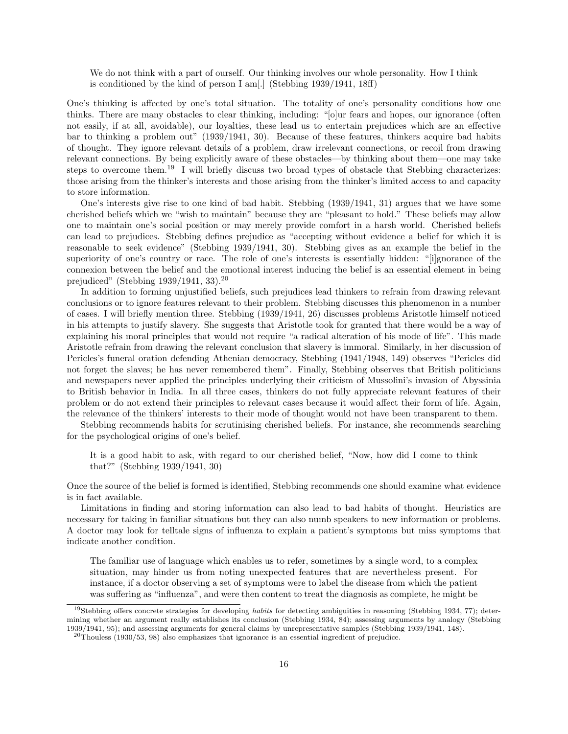> We do not think with a part of ourself. Our thinking involves our whole personality. How I think is conditioned by the kind of person I am[.] (Stebbing 1939/1941, 18ff)

One's thinking is affected by one's total situation. The totality of one's personality conditions how one thinks. There are many obstacles to clear thinking, including: "[o]ur fears and hopes, our ignorance (often not easily, if at all, avoidable), our loyalties, these lead us to entertain prejudices which are an effective bar to thinking a problem out" (1939/1941, 30). Because of these features, thinkers acquire bad habits of thought. They ignore relevant details of a problem, draw irrelevant connections, or recoil from drawing relevant connections. By being explicitly aware of these obstacles—by thinking about them—one may take steps to overcome them.[19] I will briefly discuss two broad types of obstacle that Stebbing characterizes: those arising from the thinker's interests and those arising from the thinker's limited access to and capacity to store information.

One's interests give rise to one kind of bad habit. Stebbing (1939/1941, 31) argues that we have some cherished beliefs which we "wish to maintain" because they are "pleasant to hold." These beliefs may allow one to maintain one's social position or may merely provide comfort in a harsh world. Cherished beliefs can lead to prejudices. Stebbing defines prejudice as "accepting without evidence a belief for which it is reasonable to seek evidence" (Stebbing 1939/1941, 30). Stebbing gives as an example the belief in the superiority of one's country or race. The role of one's interests is essentially hidden: "[i]gnorance of the connexion between the belief and the emotional interest inducing the belief is an essential element in being prejudiced" (Stebbing 1939/1941, 33).[20]

In addition to forming unjustified beliefs, such prejudices lead thinkers to refrain from drawing relevant conclusions or to ignore features relevant to their problem. Stebbing discusses this phenomenon in a number of cases. I will briefly mention three. Stebbing (1939/1941, 26) discusses problems Aristotle himself noticed in his attempts to justify slavery. She suggests that Aristotle took for granted that there would be a way of explaining his moral principles that would not require "a radical alteration of his mode of life". This made Aristotle refrain from drawing the relevant conclusion that slavery is immoral. Similarly, in her discussion of Pericles's funeral oration defending Athenian democracy, Stebbing (1941/1948, 149) observes "Pericles did not forget the slaves; he has never remembered them". Finally, Stebbing observes that British politicians and newspapers never applied the principles underlying their criticism of Mussolini's invasion of Abyssinia to British behavior in India. In all three cases, thinkers do not fully appreciate relevant features of their problem or do not extend their principles to relevant cases because it would affect their form of life. Again, the relevance of the thinkers' interests to their mode of thought would not have been transparent to them.

Stebbing recommends habits for scrutinising cherished beliefs. For instance, she recommends searching for the psychological origins of one's belief.

> It is a good habit to ask, with regard to our cherished belief, "Now, how did I come to think that?" (Stebbing 1939/1941, 30)

Once the source of the belief is formed is identified, Stebbing recommends one should examine what evidence is in fact available.

Limitations in finding and storing information can also lead to bad habits of thought. Heuristics are necessary for taking in familiar situations but they can also numb speakers to new information or problems. A doctor may look for telltale signs of influenza to explain a patient's symptoms but miss symptoms that indicate another condition.

> The familiar use of language which enables us to refer, sometimes by a single word, to a complex situation, may hinder us from noting unexpected features that are nevertheless present. For instance, if a doctor observing a set of symptoms were to label the disease from which the patient was suffering as "influenza", and were then content to treat the diagnosis as complete, he might be

---

[19] Stebbing offers concrete strategies for developing *habits* for detecting ambiguities in reasoning (Stebbing 1934, 77); determining whether an argument really establishes its conclusion (Stebbing 1934, 84); assessing arguments by analogy (Stebbing 1939/1941, 95); and assessing arguments for general claims by unrepresentative samples (Stebbing 1939/1941, 148).

[20] Thouless (1930/53, 98) also emphasizes that ignorance is an essential ingredient of prejudice.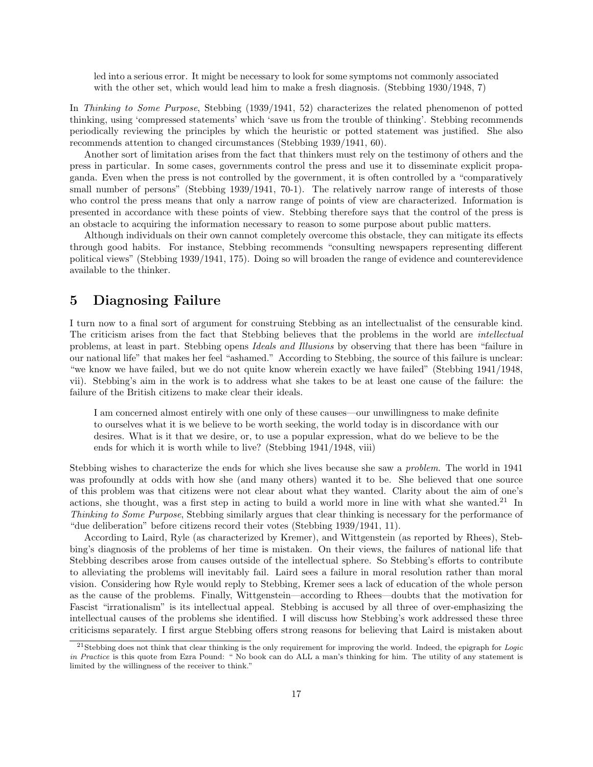> led into a serious error. It might be necessary to look for some symptoms not commonly associated with the other set, which would lead him to make a fresh diagnosis. (Stebbing 1930/1948, 7)

In *Thinking to Some Purpose*, Stebbing (1939/1941, 52) characterizes the related phenomenon of potted thinking, using 'compressed statements' which 'save us from the trouble of thinking'. Stebbing recommends periodically reviewing the principles by which the heuristic or potted statement was justified. She also recommends attention to changed circumstances (Stebbing 1939/1941, 60).

Another sort of limitation arises from the fact that thinkers must rely on the testimony of others and the press in particular. In some cases, governments control the press and use it to disseminate explicit propaganda. Even when the press is not controlled by the government, it is often controlled by a "comparatively small number of persons" (Stebbing 1939/1941, 70-1). The relatively narrow range of interests of those who control the press means that only a narrow range of points of view are characterized. Information is presented in accordance with these points of view. Stebbing therefore says that the control of the press is an obstacle to acquiring the information necessary to reason to some purpose about public matters.

Although individuals on their own cannot completely overcome this obstacle, they can mitigate its effects through good habits. For instance, Stebbing recommends "consulting newspapers representing different political views" (Stebbing 1939/1941, 175). Doing so will broaden the range of evidence and counterevidence available to the thinker.

## 5 Diagnosing Failure

I turn now to a final sort of argument for construing Stebbing as an intellectualist of the censurable kind. The criticism arises from the fact that Stebbing believes that the problems in the world are *intellectual* problems, at least in part. Stebbing opens *Ideals and Illusions* by observing that there has been "failure in our national life" that makes her feel "ashamed." According to Stebbing, the source of this failure is unclear: "we know we have failed, but we do not quite know wherein exactly we have failed" (Stebbing 1941/1948, vii). Stebbing's aim in the work is to address what she takes to be at least one cause of the failure: the failure of the British citizens to make clear their ideals.

> I am concerned almost entirely with one only of these causes—our unwillingness to make definite to ourselves what it is we believe to be worth seeking, the world today is in discordance with our desires. What is it that we desire, or, to use a popular expression, what do we believe to be the ends for which it is worth while to live? (Stebbing 1941/1948, viii)

Stebbing wishes to characterize the ends for which she lives because she saw a *problem*. The world in 1941 was profoundly at odds with how she (and many others) wanted it to be. She believed that one source of this problem was that citizens were not clear about what they wanted. Clarity about the aim of one's actions, she thought, was a first step in acting to build a world more in line with what she wanted.[21] In *Thinking to Some Purpose*, Stebbing similarly argues that clear thinking is necessary for the performance of "due deliberation" before citizens record their votes (Stebbing 1939/1941, 11).

According to Laird, Ryle (as characterized by Kremer), and Wittgenstein (as reported by Rhees), Stebbing's diagnosis of the problems of her time is mistaken. On their views, the failures of national life that Stebbing describes arose from causes outside of the intellectual sphere. So Stebbing's efforts to contribute to alleviating the problems will inevitably fail. Laird sees a failure in moral resolution rather than moral vision. Considering how Ryle would reply to Stebbing, Kremer sees a lack of education of the whole person as the cause of the problems. Finally, Wittgenstein—according to Rhees—doubts that the motivation for Fascist "irrationalism" is its intellectual appeal. Stebbing is accused by all three of over-emphasizing the intellectual causes of the problems she identified. I will discuss how Stebbing's work addressed these three criticisms separately. I first argue Stebbing offers strong reasons for believing that Laird is mistaken about

[21] Stebbing does not think that clear thinking is the only requirement for improving the world. Indeed, the epigraph for *Logic in Practice* is this quote from Ezra Pound: " No book can do ALL a man's thinking for him. The utility of any statement is limited by the willingness of the receiver to think."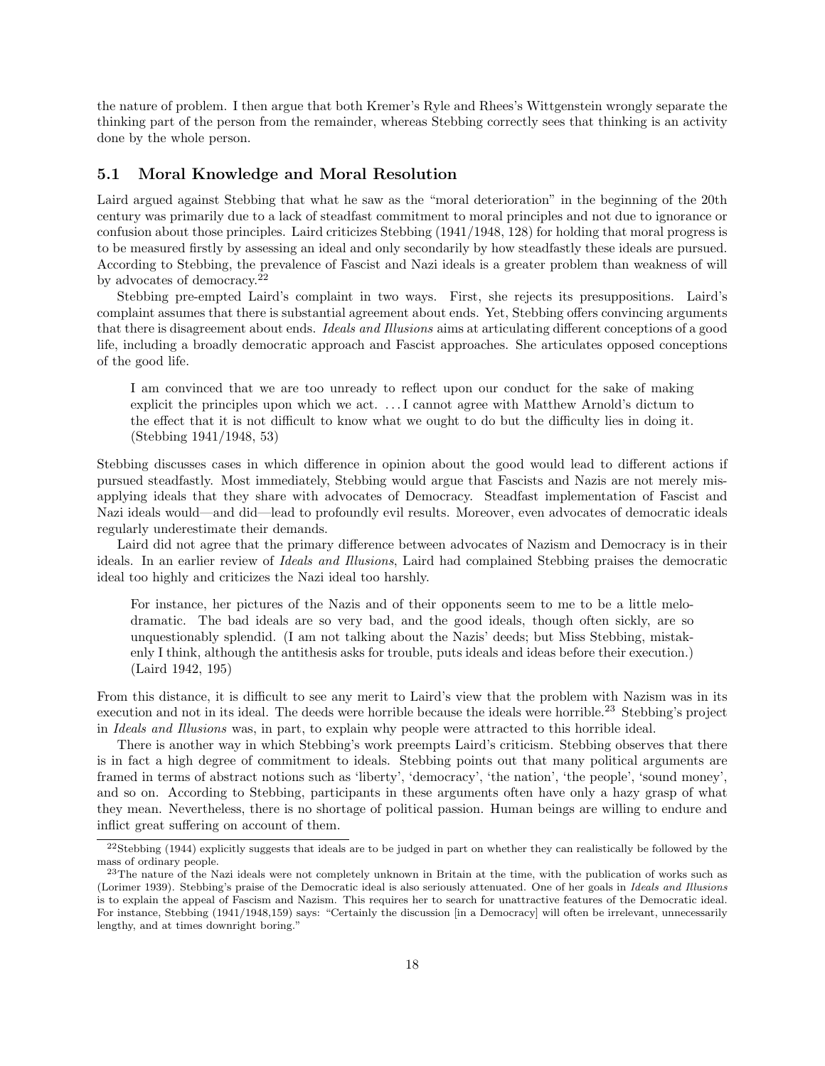the nature of problem. I then argue that both Kremer's Ryle and Rhees's Wittgenstein wrongly separate the thinking part of the person from the remainder, whereas Stebbing correctly sees that thinking is an activity done by the whole person.

### 5.1 Moral Knowledge and Moral Resolution

Laird argued against Stebbing that what he saw as the "moral deterioration" in the beginning of the 20th century was primarily due to a lack of steadfast commitment to moral principles and not due to ignorance or confusion about those principles. Laird criticizes Stebbing (1941/1948, 128) for holding that moral progress is to be measured firstly by assessing an ideal and only secondarily by how steadfastly these ideals are pursued. According to Stebbing, the prevalence of Fascist and Nazi ideals is a greater problem than weakness of will by advocates of democracy.[22]

Stebbing pre-empted Laird's complaint in two ways. First, she rejects its presuppositions. Laird's complaint assumes that there is substantial agreement about ends. Yet, Stebbing offers convincing arguments that there is disagreement about ends. *Ideals and Illusions* aims at articulating different conceptions of a good life, including a broadly democratic approach and Fascist approaches. She articulates opposed conceptions of the good life.

> I am convinced that we are too unready to reflect upon our conduct for the sake of making explicit the principles upon which we act. ... I cannot agree with Matthew Arnold's dictum to the effect that it is not difficult to know what we ought to do but the difficulty lies in doing it. (Stebbing 1941/1948, 53)

Stebbing discusses cases in which difference in opinion about the good would lead to different actions if pursued steadfastly. Most immediately, Stebbing would argue that Fascists and Nazis are not merely misapplying ideals that they share with advocates of Democracy. Steadfast implementation of Fascist and Nazi ideals would—and did—lead to profoundly evil results. Moreover, even advocates of democratic ideals regularly underestimate their demands.

Laird did not agree that the primary difference between advocates of Nazism and Democracy is in their ideals. In an earlier review of *Ideals and Illusions*, Laird had complained Stebbing praises the democratic ideal too highly and criticizes the Nazi ideal too harshly.

> For instance, her pictures of the Nazis and of their opponents seem to me to be a little melodramatic. The bad ideals are so very bad, and the good ideals, though often sickly, are so unquestionably splendid. (I am not talking about the Nazis' deeds; but Miss Stebbing, mistakenly I think, although the antithesis asks for trouble, puts ideals and ideas before their execution.) (Laird 1942, 195)

From this distance, it is difficult to see any merit to Laird's view that the problem with Nazism was in its execution and not in its ideal. The deeds were horrible because the ideals were horrible.[23] Stebbing's project in *Ideals and Illusions* was, in part, to explain why people were attracted to this horrible ideal.

There is another way in which Stebbing's work preempts Laird's criticism. Stebbing observes that there is in fact a high degree of commitment to ideals. Stebbing points out that many political arguments are framed in terms of abstract notions such as 'liberty', 'democracy', 'the nation', 'the people', 'sound money', and so on. According to Stebbing, participants in these arguments often have only a hazy grasp of what they mean. Nevertheless, there is no shortage of political passion. Human beings are willing to endure and inflict great suffering on account of them.

[22] Stebbing (1944) explicitly suggests that ideals are to be judged in part on whether they can realistically be followed by the mass of ordinary people.

[23] The nature of the Nazi ideals were not completely unknown in Britain at the time, with the publication of works such as (Lorimer 1939). Stebbing's praise of the Democratic ideal is also seriously attenuated. One of her goals in *Ideals and Illusions* is to explain the appeal of Fascism and Nazism. This requires her to search for unattractive features of the Democratic ideal. For instance, Stebbing (1941/1948,159) says: "Certainly the discussion [in a Democracy] will often be irrelevant, unnecessarily lengthy, and at times downright boring."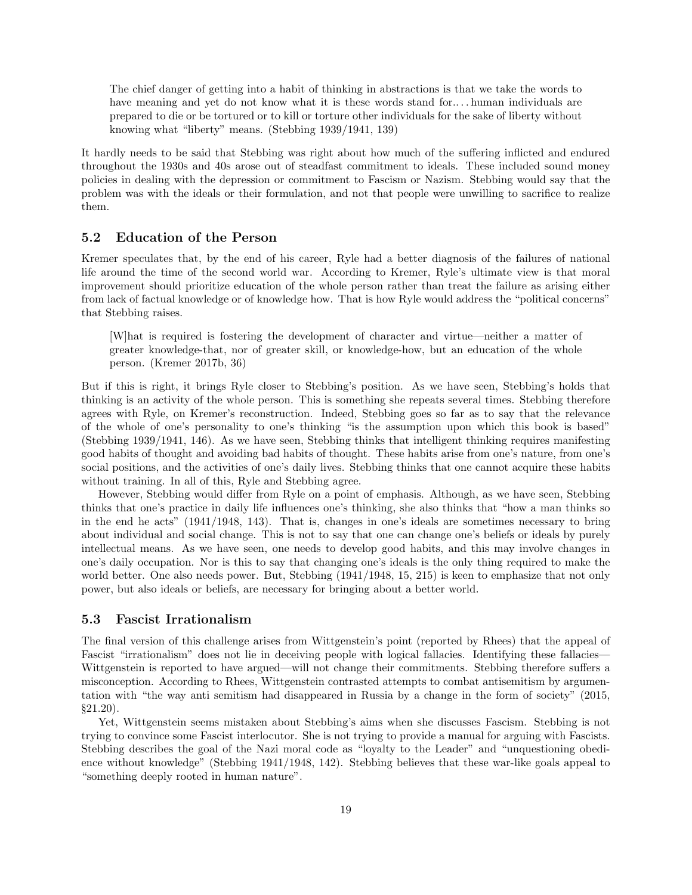> The chief danger of getting into a habit of thinking in abstractions is that we take the words to have meaning and yet do not know what it is these words stand for.... human individuals are prepared to die or be tortured or to kill or torture other individuals for the sake of liberty without knowing what "liberty" means. (Stebbing 1939/1941, 139)

It hardly needs to be said that Stebbing was right about how much of the suffering inflicted and endured throughout the 1930s and 40s arose out of steadfast commitment to ideals. These included sound money policies in dealing with the depression or commitment to Fascism or Nazism. Stebbing would say that the problem was with the ideals or their formulation, and not that people were unwilling to sacrifice to realize them.

### 5.2 Education of the Person

Kremer speculates that, by the end of his career, Ryle had a better diagnosis of the failures of national life around the time of the second world war. According to Kremer, Ryle's ultimate view is that moral improvement should prioritize education of the whole person rather than treat the failure as arising either from lack of factual knowledge or of knowledge how. That is how Ryle would address the "political concerns" that Stebbing raises.

> [W]hat is required is fostering the development of character and virtue—neither a matter of greater knowledge-that, nor of greater skill, or knowledge-how, but an education of the whole person. (Kremer 2017b, 36)

But if this is right, it brings Ryle closer to Stebbing's position. As we have seen, Stebbing's holds that thinking is an activity of the whole person. This is something she repeats several times. Stebbing therefore agrees with Ryle, on Kremer's reconstruction. Indeed, Stebbing goes so far as to say that the relevance of the whole of one's personality to one's thinking "is the assumption upon which this book is based" (Stebbing 1939/1941, 146). As we have seen, Stebbing thinks that intelligent thinking requires manifesting good habits of thought and avoiding bad habits of thought. These habits arise from one's nature, from one's social positions, and the activities of one's daily lives. Stebbing thinks that one cannot acquire these habits without training. In all of this, Ryle and Stebbing agree.

However, Stebbing would differ from Ryle on a point of emphasis. Although, as we have seen, Stebbing thinks that one's practice in daily life influences one's thinking, she also thinks that "how a man thinks so in the end he acts" (1941/1948, 143). That is, changes in one's ideals are sometimes necessary to bring about individual and social change. This is not to say that one can change one's beliefs or ideals by purely intellectual means. As we have seen, one needs to develop good habits, and this may involve changes in one's daily occupation. Nor is this to say that changing one's ideals is the only thing required to make the world better. One also needs power. But, Stebbing (1941/1948, 15, 215) is keen to emphasize that not only power, but also ideals or beliefs, are necessary for bringing about a better world.

### 5.3 Fascist Irrationalism

The final version of this challenge arises from Wittgenstein's point (reported by Rhees) that the appeal of Fascist "irrationalism" does not lie in deceiving people with logical fallacies. Identifying these fallacies—Wittgenstein is reported to have argued—will not change their commitments. Stebbing therefore suffers a misconception. According to Rhees, Wittgenstein contrasted attempts to combat antisemitism by argumentation with "the way anti semitism had disappeared in Russia by a change in the form of society" (2015, §21.20).

Yet, Wittgenstein seems mistaken about Stebbing's aims when she discusses Fascism. Stebbing is not trying to convince some Fascist interlocutor. She is not trying to provide a manual for arguing with Fascists. Stebbing describes the goal of the Nazi moral code as "loyalty to the Leader" and "unquestioning obedience without knowledge" (Stebbing 1941/1948, 142). Stebbing believes that these war-like goals appeal to "something deeply rooted in human nature".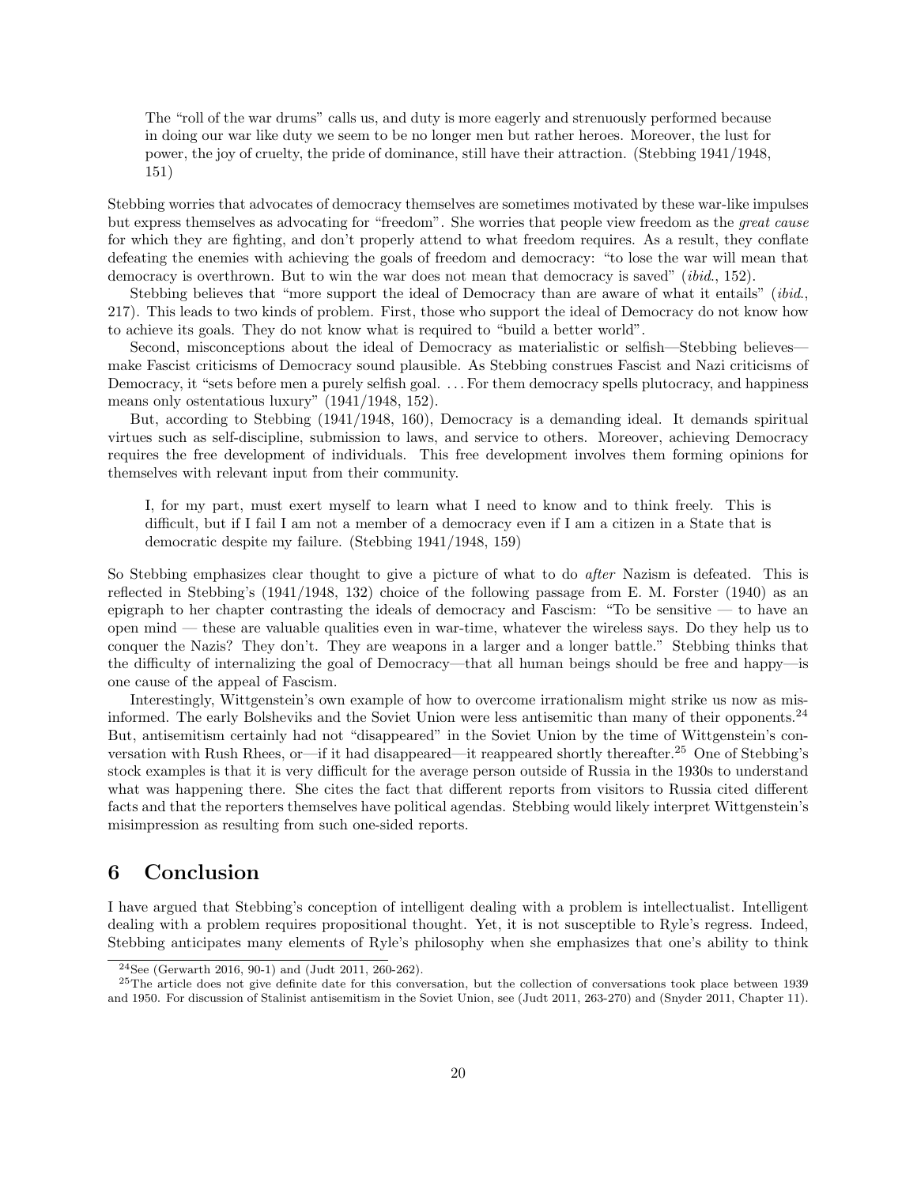> The "roll of the war drums" calls us, and duty is more eagerly and strenuously performed because in doing our war like duty we seem to be no longer men but rather heroes. Moreover, the lust for power, the joy of cruelty, the pride of dominance, still have their attraction. (Stebbing 1941/1948, 151)

Stebbing worries that advocates of democracy themselves are sometimes motivated by these war-like impulses but express themselves as advocating for "freedom". She worries that people view freedom as the *great cause* for which they are fighting, and don't properly attend to what freedom requires. As a result, they conflate defeating the enemies with achieving the goals of freedom and democracy: "to lose the war will mean that democracy is overthrown. But to win the war does not mean that democracy is saved" (*ibid.*, 152).

Stebbing believes that "more support the ideal of Democracy than are aware of what it entails" (*ibid.*, 217). This leads to two kinds of problem. First, those who support the ideal of Democracy do not know how to achieve its goals. They do not know what is required to "build a better world".

Second, misconceptions about the ideal of Democracy as materialistic or selfish—Stebbing believes—make Fascist criticisms of Democracy sound plausible. As Stebbing construes Fascist and Nazi criticisms of Democracy, it "sets before men a purely selfish goal. ... For them democracy spells plutocracy, and happiness means only ostentatious luxury" (1941/1948, 152).

But, according to Stebbing (1941/1948, 160), Democracy is a demanding ideal. It demands spiritual virtues such as self-discipline, submission to laws, and service to others. Moreover, achieving Democracy requires the free development of individuals. This free development involves them forming opinions for themselves with relevant input from their community.

> I, for my part, must exert myself to learn what I need to know and to think freely. This is difficult, but if I fail I am not a member of a democracy even if I am a citizen in a State that is democratic despite my failure. (Stebbing 1941/1948, 159)

So Stebbing emphasizes clear thought to give a picture of what to do *after* Nazism is defeated. This is reflected in Stebbing's (1941/1948, 132) choice of the following passage from E. M. Forster (1940) as an epigraph to her chapter contrasting the ideals of democracy and Fascism: "To be sensitive — to have an open mind — these are valuable qualities even in war-time, whatever the wireless says. Do they help us to conquer the Nazis? They don't. They are weapons in a larger and a longer battle." Stebbing thinks that the difficulty of internalizing the goal of Democracy—that all human beings should be free and happy—is one cause of the appeal of Fascism.

Interestingly, Wittgenstein's own example of how to overcome irrationalism might strike us now as misinformed. The early Bolsheviks and the Soviet Union were less antisemitic than many of their opponents.[24] But, antisemitism certainly had not "disappeared" in the Soviet Union by the time of Wittgenstein's conversation with Rush Rhees, or—if it had disappeared—it reappeared shortly thereafter.[25] One of Stebbing's stock examples is that it is very difficult for the average person outside of Russia in the 1930s to understand what was happening there. She cites the fact that different reports from visitors to Russia cited different facts and that the reporters themselves have political agendas. Stebbing would likely interpret Wittgenstein's misimpression as resulting from such one-sided reports.

## 6 Conclusion

I have argued that Stebbing's conception of intelligent dealing with a problem is intellectualist. Intelligent dealing with a problem requires propositional thought. Yet, it is not susceptible to Ryle's regress. Indeed, Stebbing anticipates many elements of Ryle's philosophy when she emphasizes that one's ability to think

[24] See (Gerwarth 2016, 90-1) and (Judt 2011, 260-262).

[25] The article does not give definite date for this conversation, but the collection of conversations took place between 1939 and 1950. For discussion of Stalinist antisemitism in the Soviet Union, see (Judt 2011, 263-270) and (Snyder 2011, Chapter 11).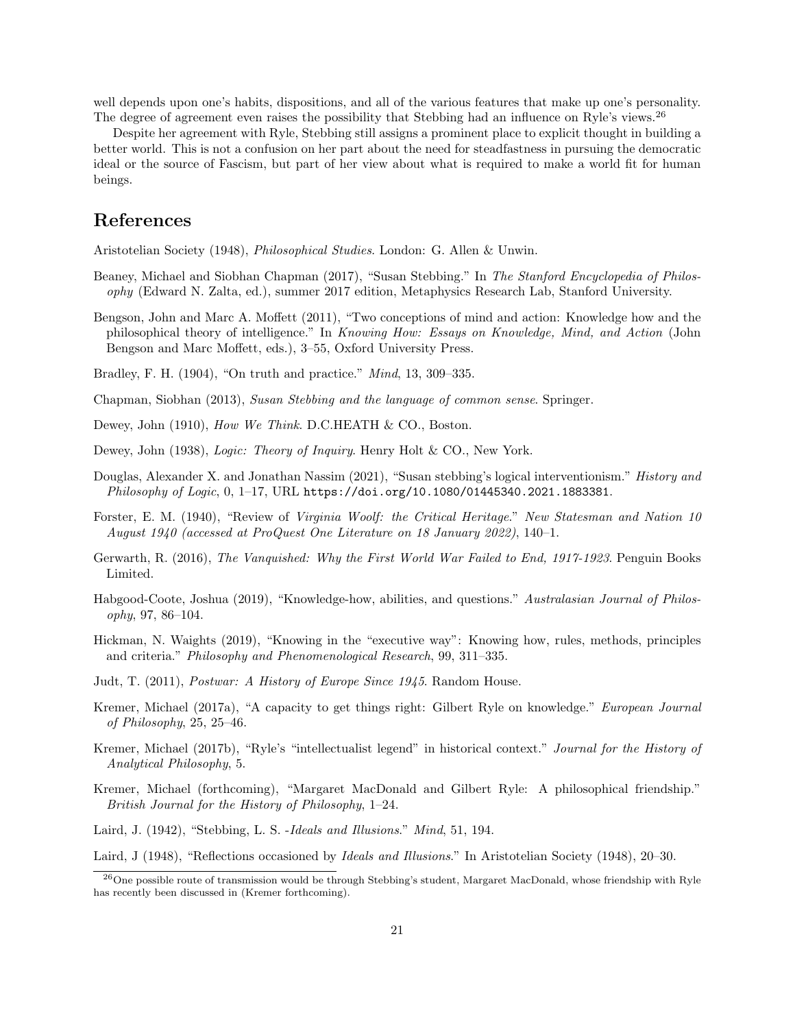well depends upon one's habits, dispositions, and all of the various features that make up one's personality. The degree of agreement even raises the possibility that Stebbing had an influence on Ryle's views.[26]

Despite her agreement with Ryle, Stebbing still assigns a prominent place to explicit thought in building a better world. This is not a confusion on her part about the need for steadfastness in pursuing the democratic ideal or the source of Fascism, but part of her view about what is required to make a world fit for human beings.

## References

Aristotelian Society (1948), *Philosophical Studies*. London: G. Allen & Unwin.

Beaney, Michael and Siobhan Chapman (2017), "Susan Stebbing." In *The Stanford Encyclopedia of Philosophy* (Edward N. Zalta, ed.), summer 2017 edition, Metaphysics Research Lab, Stanford University.

Bengson, John and Marc A. Moffett (2011), "Two conceptions of mind and action: Knowledge how and the philosophical theory of intelligence." In *Knowing How: Essays on Knowledge, Mind, and Action* (John Bengson and Marc Moffett, eds.), 3–55, Oxford University Press.

Bradley, F. H. (1904), "On truth and practice." *Mind*, 13, 309–335.

Chapman, Siobhan (2013), *Susan Stebbing and the language of common sense*. Springer.

Dewey, John (1910), *How We Think*. D.C.HEATH & CO., Boston.

Dewey, John (1938), *Logic: Theory of Inquiry*. Henry Holt & CO., New York.

Douglas, Alexander X. and Jonathan Nassim (2021), "Susan stebbing's logical interventionism." *History and Philosophy of Logic*, 0, 1–17, URL https://doi.org/10.1080/01445340.2021.1883381.

Forster, E. M. (1940), "Review of *Virginia Woolf: the Critical Heritage*." *New Statesman and Nation 10 August 1940 (accessed at ProQuest One Literature on 18 January 2022)*, 140–1.

Gerwarth, R. (2016), *The Vanquished: Why the First World War Failed to End, 1917-1923*. Penguin Books Limited.

Habgood-Coote, Joshua (2019), "Knowledge-how, abilities, and questions." *Australasian Journal of Philosophy*, 97, 86–104.

Hickman, N. Waights (2019), "Knowing in the "executive way": Knowing how, rules, methods, principles and criteria." *Philosophy and Phenomenological Research*, 99, 311–335.

Judt, T. (2011), *Postwar: A History of Europe Since 1945*. Random House.

Kremer, Michael (2017a), "A capacity to get things right: Gilbert Ryle on knowledge." *European Journal of Philosophy*, 25, 25–46.

Kremer, Michael (2017b), "Ryle's "intellectualist legend" in historical context." *Journal for the History of Analytical Philosophy*, 5.

Kremer, Michael (forthcoming), "Margaret MacDonald and Gilbert Ryle: A philosophical friendship." *British Journal for the History of Philosophy*, 1–24.

Laird, J. (1942), "Stebbing, L. S. -*Ideals and Illusions*." *Mind*, 51, 194.

Laird, J (1948), "Reflections occasioned by *Ideals and Illusions*." In Aristotelian Society (1948), 20–30.

[26] One possible route of transmission would be through Stebbing's student, Margaret MacDonald, whose friendship with Ryle has recently been discussed in (Kremer forthcoming).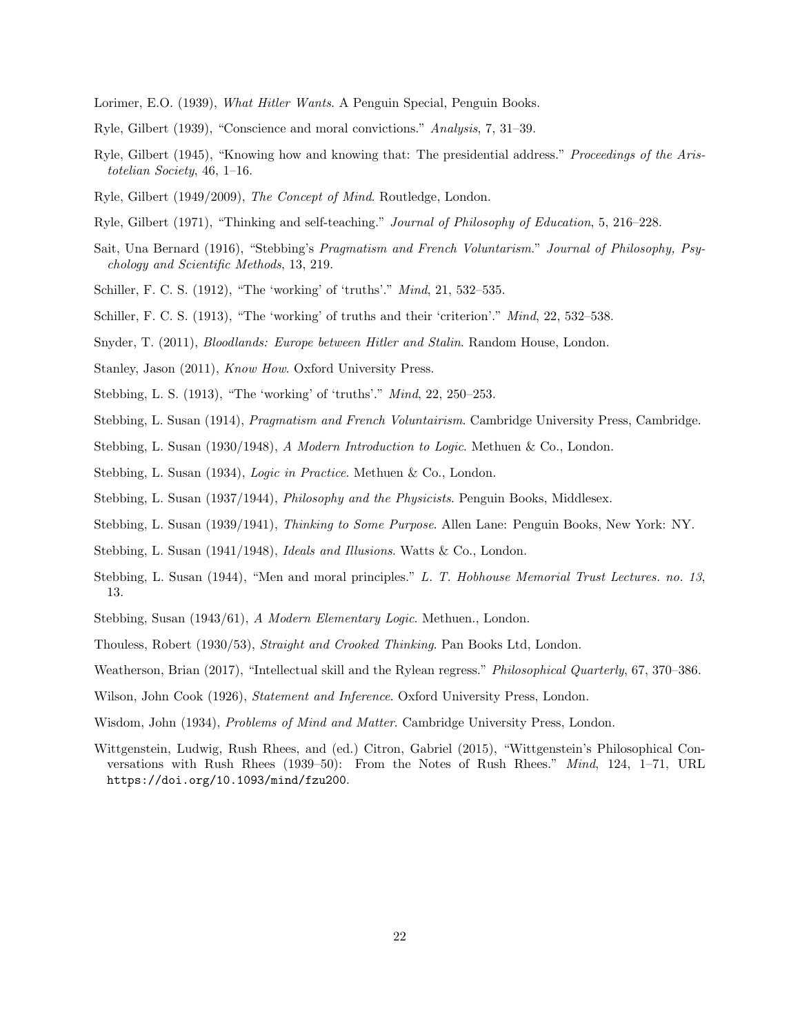Lorimer, E.O. (1939), *What Hitler Wants*. A Penguin Special, Penguin Books.

Ryle, Gilbert (1939), "Conscience and moral convictions." *Analysis*, 7, 31–39.

Ryle, Gilbert (1945), "Knowing how and knowing that: The presidential address." *Proceedings of the Aristotelian Society*, 46, 1–16.

Ryle, Gilbert (1949/2009), *The Concept of Mind*. Routledge, London.

Ryle, Gilbert (1971), "Thinking and self-teaching." *Journal of Philosophy of Education*, 5, 216–228.

Sait, Una Bernard (1916), "Stebbing's *Pragmatism and French Voluntarism*." *Journal of Philosophy, Psychology and Scientific Methods*, 13, 219.

Schiller, F. C. S. (1912), "The 'working' of 'truths'." *Mind*, 21, 532–535.

Schiller, F. C. S. (1913), "The 'working' of truths and their 'criterion'." *Mind*, 22, 532–538.

Snyder, T. (2011), *Bloodlands: Europe between Hitler and Stalin*. Random House, London.

Stanley, Jason (2011), *Know How*. Oxford University Press.

Stebbing, L. S. (1913), "The 'working' of 'truths'." *Mind*, 22, 250–253.

Stebbing, L. Susan (1914), *Pragmatism and French Voluntairism*. Cambridge University Press, Cambridge.

Stebbing, L. Susan (1930/1948), *A Modern Introduction to Logic*. Methuen & Co., London.

Stebbing, L. Susan (1934), *Logic in Practice*. Methuen & Co., London.

Stebbing, L. Susan (1937/1944), *Philosophy and the Physicists*. Penguin Books, Middlesex.

Stebbing, L. Susan (1939/1941), *Thinking to Some Purpose*. Allen Lane: Penguin Books, New York: NY.

Stebbing, L. Susan (1941/1948), *Ideals and Illusions*. Watts & Co., London.

Stebbing, L. Susan (1944), "Men and moral principles." *L. T. Hobhouse Memorial Trust Lectures. no. 13*, 13.

Stebbing, Susan (1943/61), *A Modern Elementary Logic*. Methuen., London.

Thouless, Robert (1930/53), *Straight and Crooked Thinking*. Pan Books Ltd, London.

Weatherson, Brian (2017), "Intellectual skill and the Rylean regress." *Philosophical Quarterly*, 67, 370–386.

Wilson, John Cook (1926), *Statement and Inference*. Oxford University Press, London.

Wisdom, John (1934), *Problems of Mind and Matter*. Cambridge University Press, London.

Wittgenstein, Ludwig, Rush Rhees, and (ed.) Citron, Gabriel (2015), "Wittgenstein's Philosophical Conversations with Rush Rhees (1939–50): From the Notes of Rush Rhees." *Mind*, 124, 1–71, URL https://doi.org/10.1093/mind/fzu200.